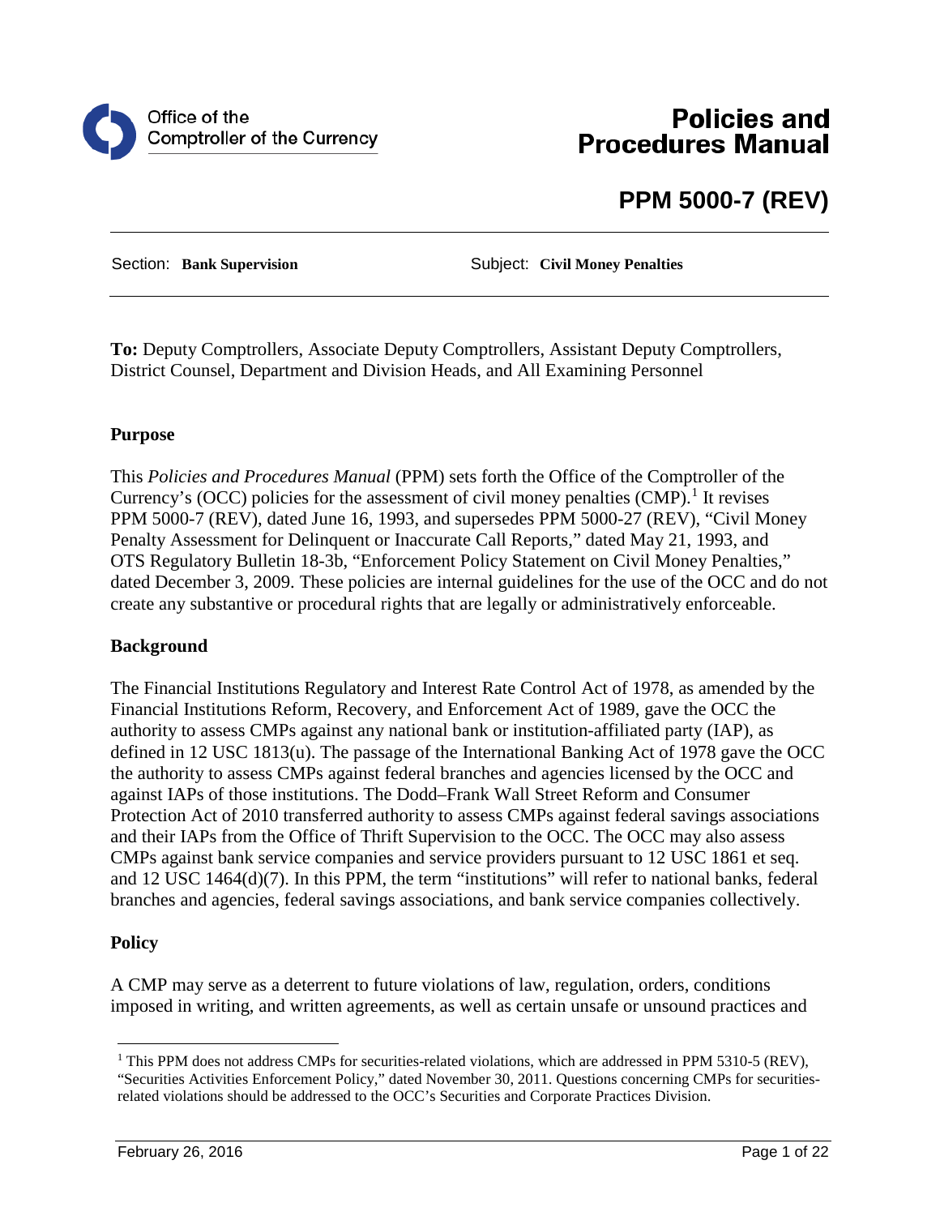Office of the Comptroller of the Currency

# Policies and Procedures Manual

## PPM 5000-7 (REV)

Section: **Bank Supervision** Subject: **Civil Money Penalties**

**To:** Deputy Comptrollers, Associate Deputy Comptrollers, Assistant Deputy Comptrollers, District Counsel, Department and Division Heads, and All Examining Personnel

### Purpose

This *Policies and Procedures Manual* (PPM) sets forth the Office of the Comptroller of the Currency's (OCC) policies for the assessment of civil money penalties (CMP).[1] It revises PPM 5000-7 (REV), dated June 16, 1993, and supersedes PPM 5000-27 (REV), "Civil Money Penalty Assessment for Delinquent or Inaccurate Call Reports," dated May 21, 1993, and OTS Regulatory Bulletin 18-3b, "Enforcement Policy Statement on Civil Money Penalties," dated December 3, 2009. These policies are internal guidelines for the use of the OCC and do not create any substantive or procedural rights that are legally or administratively enforceable.

### Background

The Financial Institutions Regulatory and Interest Rate Control Act of 1978, as amended by the Financial Institutions Reform, Recovery, and Enforcement Act of 1989, gave the OCC the authority to assess CMPs against any national bank or institution-affiliated party (IAP), as defined in 12 USC 1813(u). The passage of the International Banking Act of 1978 gave the OCC the authority to assess CMPs against federal branches and agencies licensed by the OCC and against IAPs of those institutions. The Dodd–Frank Wall Street Reform and Consumer Protection Act of 2010 transferred authority to assess CMPs against federal savings associations and their IAPs from the Office of Thrift Supervision to the OCC. The OCC may also assess CMPs against bank service companies and service providers pursuant to 12 USC 1861 et seq. and 12 USC 1464(d)(7). In this PPM, the term "institutions" will refer to national banks, federal branches and agencies, federal savings associations, and bank service companies collectively.

### Policy

A CMP may serve as a deterrent to future violations of law, regulation, orders, conditions imposed in writing, and written agreements, as well as certain unsafe or unsound practices and

[1] This PPM does not address CMPs for securities-related violations, which are addressed in PPM 5310-5 (REV), "Securities Activities Enforcement Policy," dated November 30, 2011. Questions concerning CMPs for securities-related violations should be addressed to the OCC's Securities and Corporate Practices Division.

February 26, 2016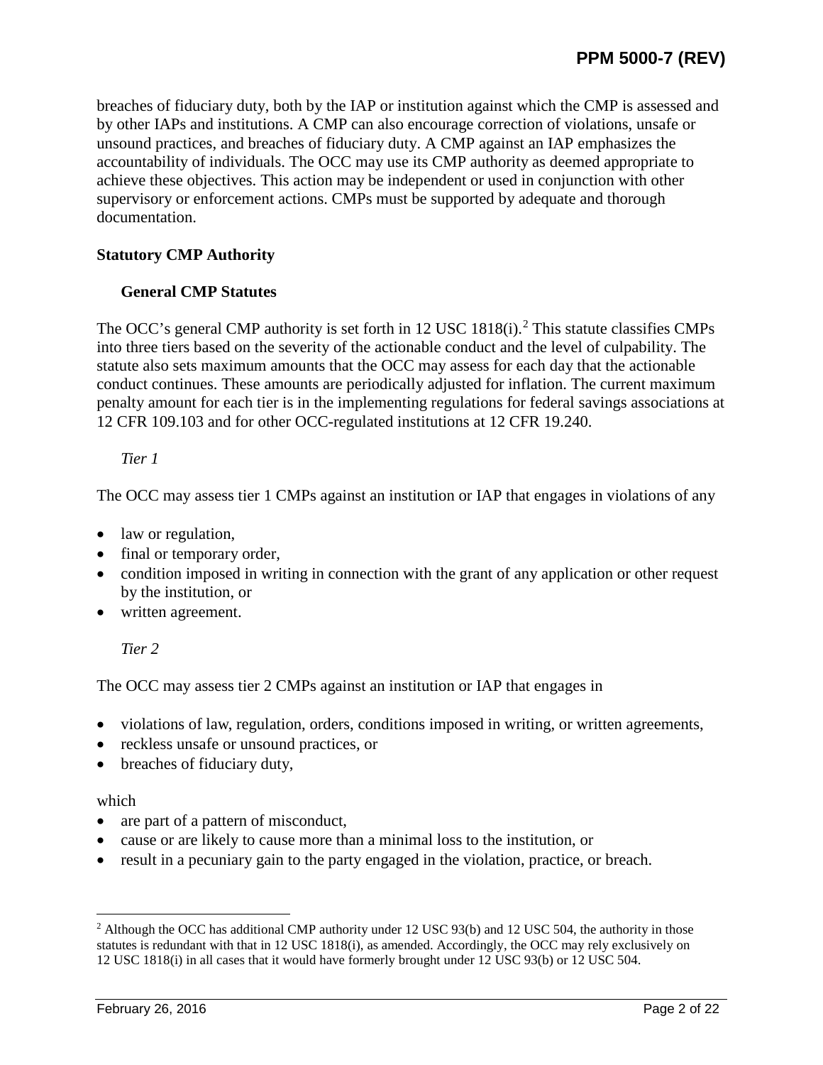breaches of fiduciary duty, both by the IAP or institution against which the CMP is assessed and by other IAPs and institutions. A CMP can also encourage correction of violations, unsafe or unsound practices, and breaches of fiduciary duty. A CMP against an IAP emphasizes the accountability of individuals. The OCC may use its CMP authority as deemed appropriate to achieve these objectives. This action may be independent or used in conjunction with other supervisory or enforcement actions. CMPs must be supported by adequate and thorough documentation.

## Statutory CMP Authority

### General CMP Statutes

The OCC's general CMP authority is set forth in 12 USC 1818(i).[2] This statute classifies CMPs into three tiers based on the severity of the actionable conduct and the level of culpability. The statute also sets maximum amounts that the OCC may assess for each day that the actionable conduct continues. These amounts are periodically adjusted for inflation. The current maximum penalty amount for each tier is in the implementing regulations for federal savings associations at 12 CFR 109.103 and for other OCC-regulated institutions at 12 CFR 19.240.

*Tier 1*

The OCC may assess tier 1 CMPs against an institution or IAP that engages in violations of any

- law or regulation,
- final or temporary order,
- condition imposed in writing in connection with the grant of any application or other request by the institution, or
- written agreement.

*Tier 2*

The OCC may assess tier 2 CMPs against an institution or IAP that engages in

- violations of law, regulation, orders, conditions imposed in writing, or written agreements,
- reckless unsafe or unsound practices, or
- breaches of fiduciary duty,

which

- are part of a pattern of misconduct,
- cause or are likely to cause more than a minimal loss to the institution, or
- result in a pecuniary gain to the party engaged in the violation, practice, or breach.

---

[2] Although the OCC has additional CMP authority under 12 USC 93(b) and 12 USC 504, the authority in those statutes is redundant with that in 12 USC 1818(i), as amended. Accordingly, the OCC may rely exclusively on 12 USC 1818(i) in all cases that it would have formerly brought under 12 USC 93(b) or 12 USC 504.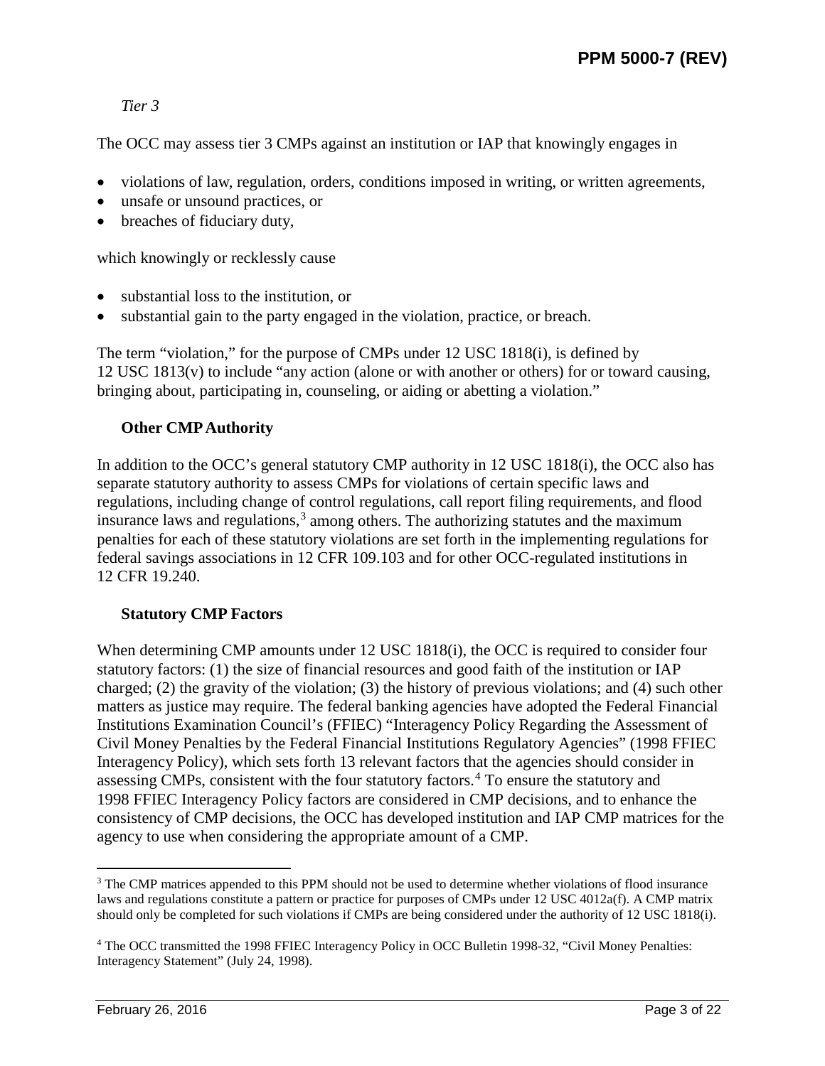*Tier 3*

The OCC may assess tier 3 CMPs against an institution or IAP that knowingly engages in

- violations of law, regulation, orders, conditions imposed in writing, or written agreements,
- unsafe or unsound practices, or
- breaches of fiduciary duty,

which knowingly or recklessly cause

- substantial loss to the institution, or
- substantial gain to the party engaged in the violation, practice, or breach.

The term "violation," for the purpose of CMPs under 12 USC 1818(i), is defined by 12 USC 1813(v) to include "any action (alone or with another or others) for or toward causing, bringing about, participating in, counseling, or aiding or abetting a violation."

### Other CMP Authority

In addition to the OCC's general statutory CMP authority in 12 USC 1818(i), the OCC also has separate statutory authority to assess CMPs for violations of certain specific laws and regulations, including change of control regulations, call report filing requirements, and flood insurance laws and regulations,[3] among others. The authorizing statutes and the maximum penalties for each of these statutory violations are set forth in the implementing regulations for federal savings associations in 12 CFR 109.103 and for other OCC-regulated institutions in 12 CFR 19.240.

### Statutory CMP Factors

When determining CMP amounts under 12 USC 1818(i), the OCC is required to consider four statutory factors: (1) the size of financial resources and good faith of the institution or IAP charged; (2) the gravity of the violation; (3) the history of previous violations; and (4) such other matters as justice may require. The federal banking agencies have adopted the Federal Financial Institutions Examination Council's (FFIEC) "Interagency Policy Regarding the Assessment of Civil Money Penalties by the Federal Financial Institutions Regulatory Agencies" (1998 FFIEC Interagency Policy), which sets forth 13 relevant factors that the agencies should consider in assessing CMPs, consistent with the four statutory factors.[4] To ensure the statutory and 1998 FFIEC Interagency Policy factors are considered in CMP decisions, and to enhance the consistency of CMP decisions, the OCC has developed institution and IAP CMP matrices for the agency to use when considering the appropriate amount of a CMP.

---

[3] The CMP matrices appended to this PPM should not be used to determine whether violations of flood insurance laws and regulations constitute a pattern or practice for purposes of CMPs under 12 USC 4012a(f). A CMP matrix should only be completed for such violations if CMPs are being considered under the authority of 12 USC 1818(i).

[4] The OCC transmitted the 1998 FFIEC Interagency Policy in OCC Bulletin 1998-32, "Civil Money Penalties: Interagency Statement" (July 24, 1998).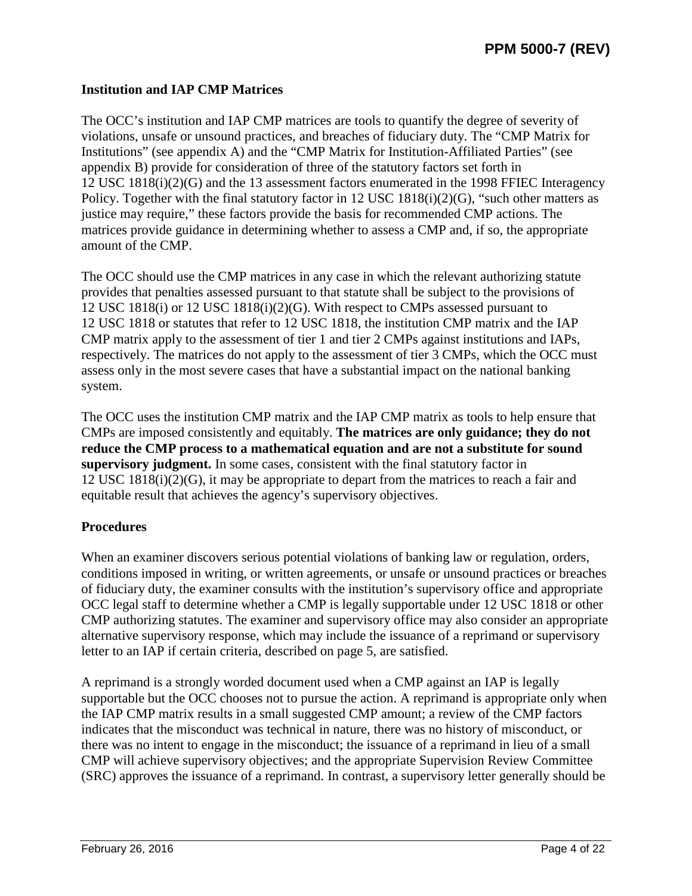## Institution and IAP CMP Matrices

The OCC's institution and IAP CMP matrices are tools to quantify the degree of severity of violations, unsafe or unsound practices, and breaches of fiduciary duty. The "CMP Matrix for Institutions" (see appendix A) and the "CMP Matrix for Institution-Affiliated Parties" (see appendix B) provide for consideration of three of the statutory factors set forth in 12 USC 1818(i)(2)(G) and the 13 assessment factors enumerated in the 1998 FFIEC Interagency Policy. Together with the final statutory factor in 12 USC 1818(i)(2)(G), "such other matters as justice may require," these factors provide the basis for recommended CMP actions. The matrices provide guidance in determining whether to assess a CMP and, if so, the appropriate amount of the CMP.

The OCC should use the CMP matrices in any case in which the relevant authorizing statute provides that penalties assessed pursuant to that statute shall be subject to the provisions of 12 USC 1818(i) or 12 USC 1818(i)(2)(G). With respect to CMPs assessed pursuant to 12 USC 1818 or statutes that refer to 12 USC 1818, the institution CMP matrix and the IAP CMP matrix apply to the assessment of tier 1 and tier 2 CMPs against institutions and IAPs, respectively. The matrices do not apply to the assessment of tier 3 CMPs, which the OCC must assess only in the most severe cases that have a substantial impact on the national banking system.

The OCC uses the institution CMP matrix and the IAP CMP matrix as tools to help ensure that CMPs are imposed consistently and equitably. **The matrices are only guidance; they do not reduce the CMP process to a mathematical equation and are not a substitute for sound supervisory judgment.** In some cases, consistent with the final statutory factor in 12 USC 1818(i)(2)(G), it may be appropriate to depart from the matrices to reach a fair and equitable result that achieves the agency's supervisory objectives.

## Procedures

When an examiner discovers serious potential violations of banking law or regulation, orders, conditions imposed in writing, or written agreements, or unsafe or unsound practices or breaches of fiduciary duty, the examiner consults with the institution's supervisory office and appropriate OCC legal staff to determine whether a CMP is legally supportable under 12 USC 1818 or other CMP authorizing statutes. The examiner and supervisory office may also consider an appropriate alternative supervisory response, which may include the issuance of a reprimand or supervisory letter to an IAP if certain criteria, described on page 5, are satisfied.

A reprimand is a strongly worded document used when a CMP against an IAP is legally supportable but the OCC chooses not to pursue the action. A reprimand is appropriate only when the IAP CMP matrix results in a small suggested CMP amount; a review of the CMP factors indicates that the misconduct was technical in nature, there was no history of misconduct, or there was no intent to engage in the misconduct; the issuance of a reprimand in lieu of a small CMP will achieve supervisory objectives; and the appropriate Supervision Review Committee (SRC) approves the issuance of a reprimand. In contrast, a supervisory letter generally should be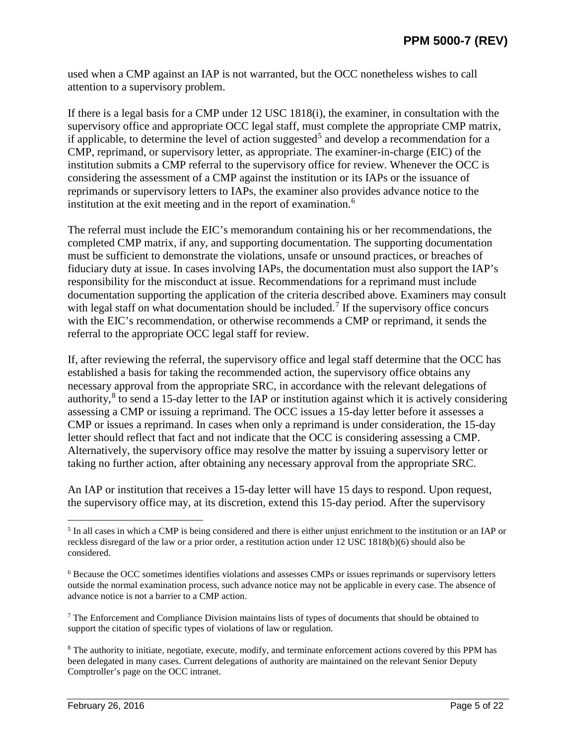used when a CMP against an IAP is not warranted, but the OCC nonetheless wishes to call attention to a supervisory problem.

If there is a legal basis for a CMP under 12 USC 1818(i), the examiner, in consultation with the supervisory office and appropriate OCC legal staff, must complete the appropriate CMP matrix, if applicable, to determine the level of action suggested[5] and develop a recommendation for a CMP, reprimand, or supervisory letter, as appropriate. The examiner-in-charge (EIC) of the institution submits a CMP referral to the supervisory office for review. Whenever the OCC is considering the assessment of a CMP against the institution or its IAPs or the issuance of reprimands or supervisory letters to IAPs, the examiner also provides advance notice to the institution at the exit meeting and in the report of examination.[6]

The referral must include the EIC's memorandum containing his or her recommendations, the completed CMP matrix, if any, and supporting documentation. The supporting documentation must be sufficient to demonstrate the violations, unsafe or unsound practices, or breaches of fiduciary duty at issue. In cases involving IAPs, the documentation must also support the IAP's responsibility for the misconduct at issue. Recommendations for a reprimand must include documentation supporting the application of the criteria described above. Examiners may consult with legal staff on what documentation should be included.[7] If the supervisory office concurs with the EIC's recommendation, or otherwise recommends a CMP or reprimand, it sends the referral to the appropriate OCC legal staff for review.

If, after reviewing the referral, the supervisory office and legal staff determine that the OCC has established a basis for taking the recommended action, the supervisory office obtains any necessary approval from the appropriate SRC, in accordance with the relevant delegations of authority,[8] to send a 15-day letter to the IAP or institution against which it is actively considering assessing a CMP or issuing a reprimand. The OCC issues a 15-day letter before it assesses a CMP or issues a reprimand. In cases when only a reprimand is under consideration, the 15-day letter should reflect that fact and not indicate that the OCC is considering assessing a CMP. Alternatively, the supervisory office may resolve the matter by issuing a supervisory letter or taking no further action, after obtaining any necessary approval from the appropriate SRC.

An IAP or institution that receives a 15-day letter will have 15 days to respond. Upon request, the supervisory office may, at its discretion, extend this 15-day period. After the supervisory

---

[5] In all cases in which a CMP is being considered and there is either unjust enrichment to the institution or an IAP or reckless disregard of the law or a prior order, a restitution action under 12 USC 1818(b)(6) should also be considered.

[6] Because the OCC sometimes identifies violations and assesses CMPs or issues reprimands or supervisory letters outside the normal examination process, such advance notice may not be applicable in every case. The absence of advance notice is not a barrier to a CMP action.

[7] The Enforcement and Compliance Division maintains lists of types of documents that should be obtained to support the citation of specific types of violations of law or regulation.

[8] The authority to initiate, negotiate, execute, modify, and terminate enforcement actions covered by this PPM has been delegated in many cases. Current delegations of authority are maintained on the relevant Senior Deputy Comptroller's page on the OCC intranet.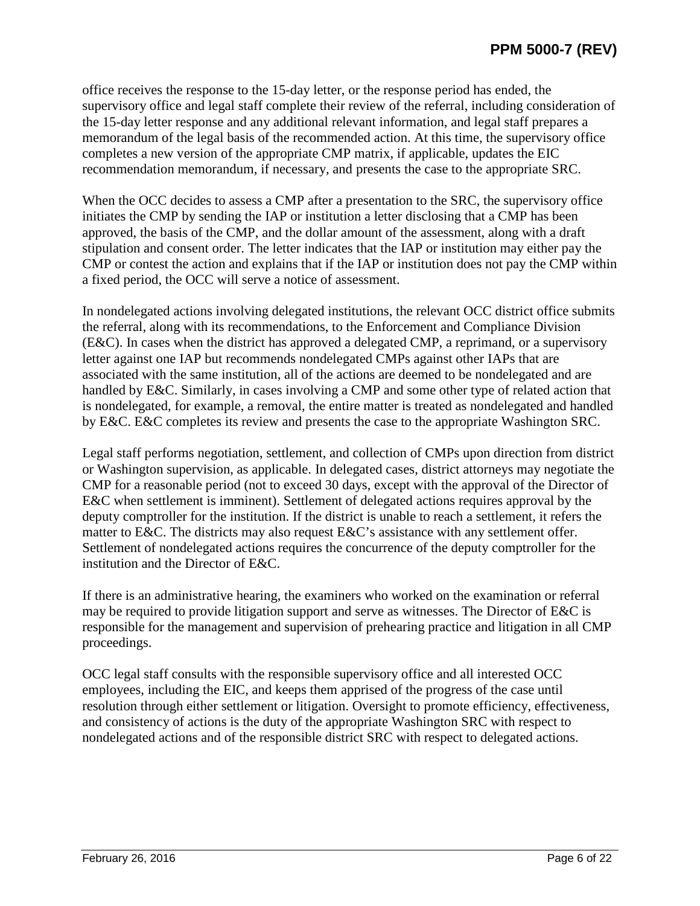office receives the response to the 15-day letter, or the response period has ended, the supervisory office and legal staff complete their review of the referral, including consideration of the 15-day letter response and any additional relevant information, and legal staff prepares a memorandum of the legal basis of the recommended action. At this time, the supervisory office completes a new version of the appropriate CMP matrix, if applicable, updates the EIC recommendation memorandum, if necessary, and presents the case to the appropriate SRC.

When the OCC decides to assess a CMP after a presentation to the SRC, the supervisory office initiates the CMP by sending the IAP or institution a letter disclosing that a CMP has been approved, the basis of the CMP, and the dollar amount of the assessment, along with a draft stipulation and consent order. The letter indicates that the IAP or institution may either pay the CMP or contest the action and explains that if the IAP or institution does not pay the CMP within a fixed period, the OCC will serve a notice of assessment.

In nondelegated actions involving delegated institutions, the relevant OCC district office submits the referral, along with its recommendations, to the Enforcement and Compliance Division (E&C). In cases when the district has approved a delegated CMP, a reprimand, or a supervisory letter against one IAP but recommends nondelegated CMPs against other IAPs that are associated with the same institution, all of the actions are deemed to be nondelegated and are handled by E&C. Similarly, in cases involving a CMP and some other type of related action that is nondelegated, for example, a removal, the entire matter is treated as nondelegated and handled by E&C. E&C completes its review and presents the case to the appropriate Washington SRC.

Legal staff performs negotiation, settlement, and collection of CMPs upon direction from district or Washington supervision, as applicable. In delegated cases, district attorneys may negotiate the CMP for a reasonable period (not to exceed 30 days, except with the approval of the Director of E&C when settlement is imminent). Settlement of delegated actions requires approval by the deputy comptroller for the institution. If the district is unable to reach a settlement, it refers the matter to E&C. The districts may also request E&C's assistance with any settlement offer. Settlement of nondelegated actions requires the concurrence of the deputy comptroller for the institution and the Director of E&C.

If there is an administrative hearing, the examiners who worked on the examination or referral may be required to provide litigation support and serve as witnesses. The Director of E&C is responsible for the management and supervision of prehearing practice and litigation in all CMP proceedings.

OCC legal staff consults with the responsible supervisory office and all interested OCC employees, including the EIC, and keeps them apprised of the progress of the case until resolution through either settlement or litigation. Oversight to promote efficiency, effectiveness, and consistency of actions is the duty of the appropriate Washington SRC with respect to nondelegated actions and of the responsible district SRC with respect to delegated actions.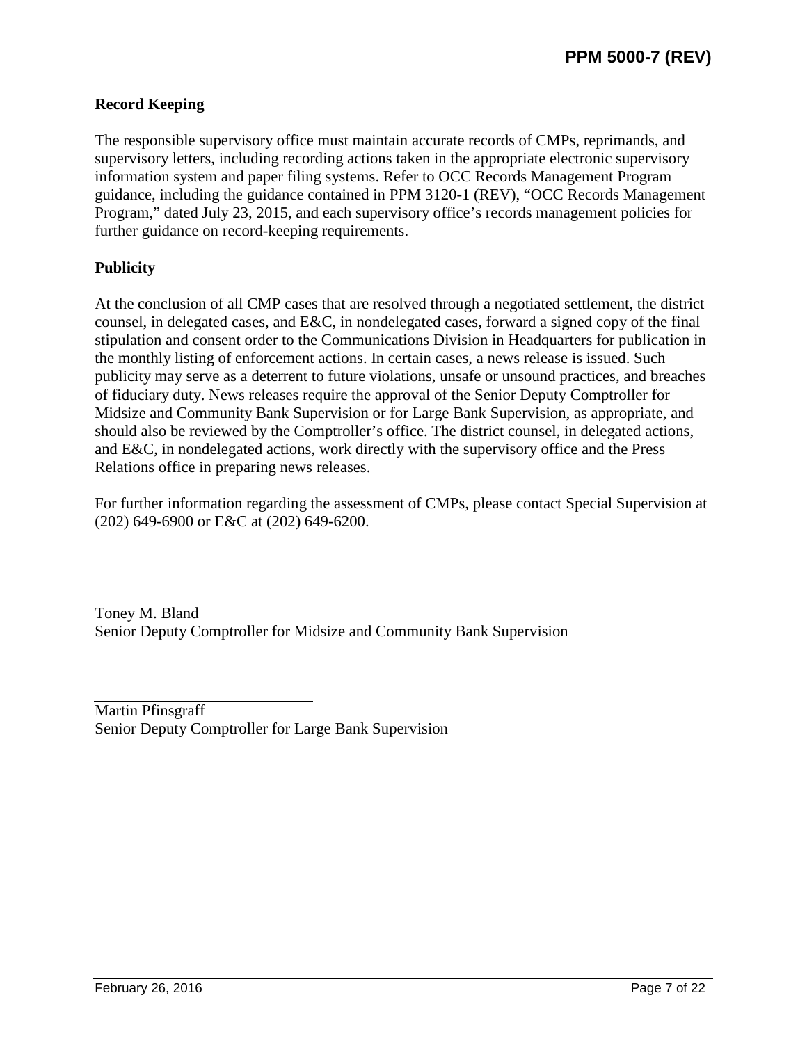## Record Keeping

The responsible supervisory office must maintain accurate records of CMPs, reprimands, and supervisory letters, including recording actions taken in the appropriate electronic supervisory information system and paper filing systems. Refer to OCC Records Management Program guidance, including the guidance contained in PPM 3120-1 (REV), "OCC Records Management Program," dated July 23, 2015, and each supervisory office's records management policies for further guidance on record-keeping requirements.

## Publicity

At the conclusion of all CMP cases that are resolved through a negotiated settlement, the district counsel, in delegated cases, and E&C, in nondelegated cases, forward a signed copy of the final stipulation and consent order to the Communications Division in Headquarters for publication in the monthly listing of enforcement actions. In certain cases, a news release is issued. Such publicity may serve as a deterrent to future violations, unsafe or unsound practices, and breaches of fiduciary duty. News releases require the approval of the Senior Deputy Comptroller for Midsize and Community Bank Supervision or for Large Bank Supervision, as appropriate, and should also be reviewed by the Comptroller's office. The district counsel, in delegated actions, and E&C, in nondelegated actions, work directly with the supervisory office and the Press Relations office in preparing news releases.

For further information regarding the assessment of CMPs, please contact Special Supervision at (202) 649-6900 or E&C at (202) 649-6200.

Toney M. Bland
Senior Deputy Comptroller for Midsize and Community Bank Supervision

Martin Pfinsgraff
Senior Deputy Comptroller for Large Bank Supervision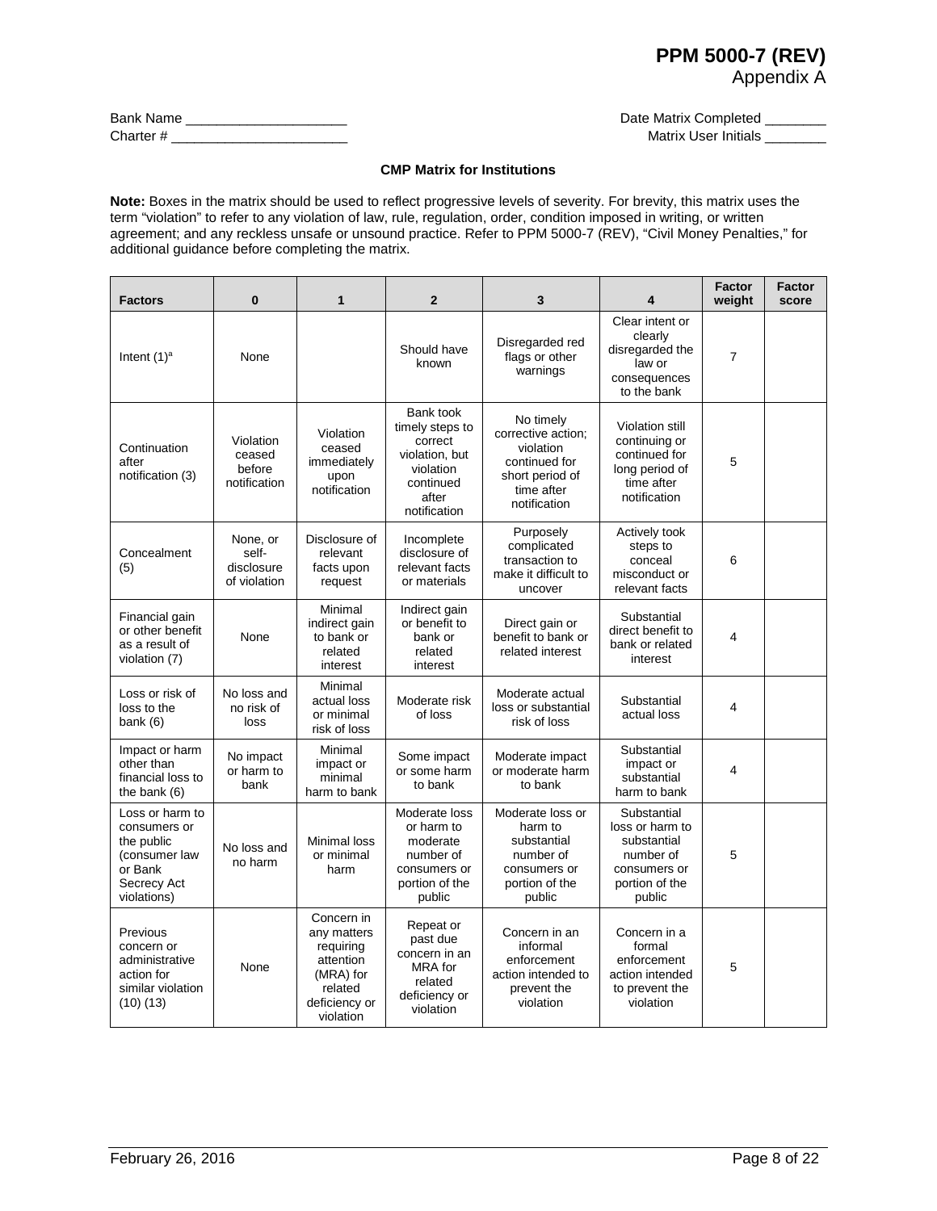**PPM 5000-7 (REV)**
Appendix A

Bank Name ____________________  Date Matrix Completed ________

Charter # ______________________  Matrix User Initials ________

### CMP Matrix for Institutions

**Note:** Boxes in the matrix should be used to reflect progressive levels of severity. For brevity, this matrix uses the term "violation" to refer to any violation of law, rule, regulation, order, condition imposed in writing, or written agreement; and any reckless unsafe or unsound practice. Refer to PPM 5000-7 (REV), "Civil Money Penalties," for additional guidance before completing the matrix.

| Factors | 0 | 1 | 2 | 3 | 4 | Factor weight | Factor score |
|---|---|---|---|---|---|---|---|
| Intent (1)[a] | None | | Should have known | Disregarded red flags or other warnings | Clear intent or clearly disregarded the law or consequences to the bank | 7 | |
| Continuation after notification (3) | Violation ceased before notification | Violation ceased immediately upon notification | Bank took timely steps to correct violation, but violation continued after notification | No timely corrective action; violation continued for short period of time after notification | Violation still continuing or continued for long period of time after notification | 5 | |
| Concealment (5) | None, or self-disclosure of violation | Disclosure of relevant facts upon request | Incomplete disclosure of relevant facts or materials | Purposely complicated transaction to make it difficult to uncover | Actively took steps to conceal misconduct or relevant facts | 6 | |
| Financial gain or other benefit as a result of violation (7) | None | Minimal indirect gain to bank or related interest | Indirect gain or benefit to bank or related interest | Direct gain or benefit to bank or related interest | Substantial direct benefit to bank or related interest | 4 | |
| Loss or risk of loss to the bank (6) | No loss and no risk of loss | Minimal actual loss or minimal risk of loss | Moderate risk of loss | Moderate actual loss or substantial risk of loss | Substantial actual loss | 4 | |
| Impact or harm other than financial loss to the bank (6) | No impact or harm to bank | Minimal impact or minimal harm to bank | Some impact or some harm to bank | Moderate impact or moderate harm to bank | Substantial impact or substantial harm to bank | 4 | |
| Loss or harm to consumers or the public (consumer law or Bank Secrecy Act violations) | No loss and no harm | Minimal loss or minimal harm | Moderate loss or harm to moderate number of consumers or portion of the public | Moderate loss or harm to substantial number of consumers or portion of the public | Substantial loss or harm to substantial number of consumers or portion of the public | 5 | |
| Previous concern or administrative action for similar violation (10) (13) | None | Concern in any matters requiring attention (MRA) for related deficiency or violation | Repeat or past due concern in an MRA for related deficiency or violation | Concern in an informal enforcement action intended to prevent the violation | Concern in a formal enforcement action intended to prevent the violation | 5 | |

February 26, 2016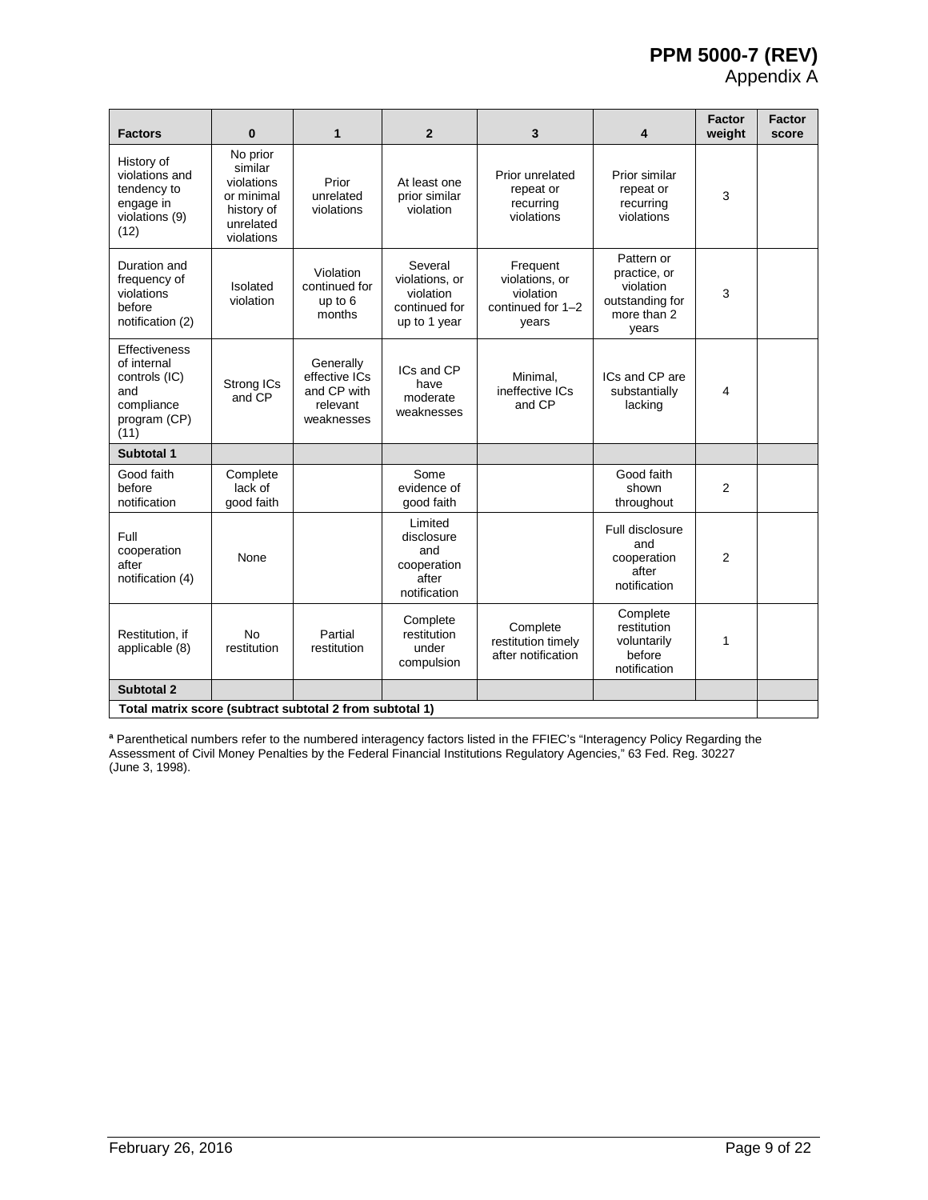# PPM 5000-7 (REV)
Appendix A

| Factors | 0 | 1 | 2 | 3 | 4 | Factor weight | Factor score |
|---|---|---|---|---|---|---|---|
| History of violations and tendency to engage in violations (9) (12) | No prior similar violations or minimal history of unrelated violations | Prior unrelated violations | At least one prior similar violation | Prior unrelated repeat or recurring violations | Prior similar repeat or recurring violations | 3 | |
| Duration and frequency of violations before notification (2) | Isolated violation | Violation continued for up to 6 months | Several violations, or violation continued for up to 1 year | Frequent violations, or violation continued for 1–2 years | Pattern or practice, or violation outstanding for more than 2 years | 3 | |
| Effectiveness of internal controls (IC) and compliance program (CP) (11) | Strong ICs and CP | Generally effective ICs and CP with relevant weaknesses | ICs and CP have moderate weaknesses | Minimal, ineffective ICs and CP | ICs and CP are substantially lacking | 4 | |
| **Subtotal 1** | | | | | | | |
| Good faith before notification | Complete lack of good faith | | Some evidence of good faith | | Good faith shown throughout | 2 | |
| Full cooperation after notification (4) | None | | Limited disclosure and cooperation after notification | | Full disclosure and cooperation after notification | 2 | |
| Restitution, if applicable (8) | No restitution | Partial restitution | Complete restitution under compulsion | Complete restitution timely after notification | Complete restitution voluntarily before notification | 1 | |
| **Subtotal 2** | | | | | | | |
| **Total matrix score (subtract subtotal 2 from subtotal 1)** | | | | | | | |

[a] Parenthetical numbers refer to the numbered interagency factors listed in the FFIEC's "Interagency Policy Regarding the Assessment of Civil Money Penalties by the Federal Financial Institutions Regulatory Agencies," 63 Fed. Reg. 30227 (June 3, 1998).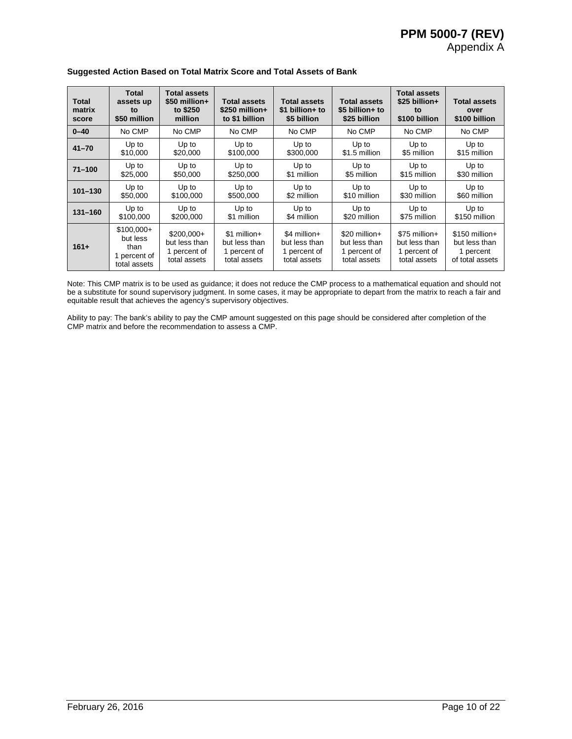**Suggested Action Based on Total Matrix Score and Total Assets of Bank**

| Total matrix score | Total assets up to $50 million | Total assets $50 million+ to $250 million | Total assets $250 million+ to $1 billion | Total assets $1 billion+ to $5 billion | Total assets $5 billion+ to $25 billion | Total assets $25 billion+ to $100 billion | Total assets over $100 billion |
|---|---|---|---|---|---|---|---|
| **0–40** | No CMP | No CMP | No CMP | No CMP | No CMP | No CMP | No CMP |
| **41–70** | Up to $10,000 | Up to $20,000 | Up to $100,000 | Up to $300,000 | Up to $1.5 million | Up to $5 million | Up to $15 million |
| **71–100** | Up to $25,000 | Up to $50,000 | Up to $250,000 | Up to $1 million | Up to $5 million | Up to $15 million | Up to $30 million |
| **101–130** | Up to $50,000 | Up to $100,000 | Up to $500,000 | Up to $2 million | Up to $10 million | Up to $30 million | Up to $60 million |
| **131–160** | Up to $100,000 | Up to $200,000 | Up to $1 million | Up to $4 million | Up to $20 million | Up to $75 million | Up to $150 million |
| **161+** | $100,000+ but less than 1 percent of total assets | $200,000+ but less than 1 percent of total assets | $1 million+ but less than 1 percent of total assets | $4 million+ but less than 1 percent of total assets | $20 million+ but less than 1 percent of total assets | $75 million+ but less than 1 percent of total assets | $150 million+ but less than 1 percent of total assets |

Note: This CMP matrix is to be used as guidance; it does not reduce the CMP process to a mathematical equation and should not be a substitute for sound supervisory judgment. In some cases, it may be appropriate to depart from the matrix to reach a fair and equitable result that achieves the agency's supervisory objectives.

Ability to pay: The bank's ability to pay the CMP amount suggested on this page should be considered after completion of the CMP matrix and before the recommendation to assess a CMP.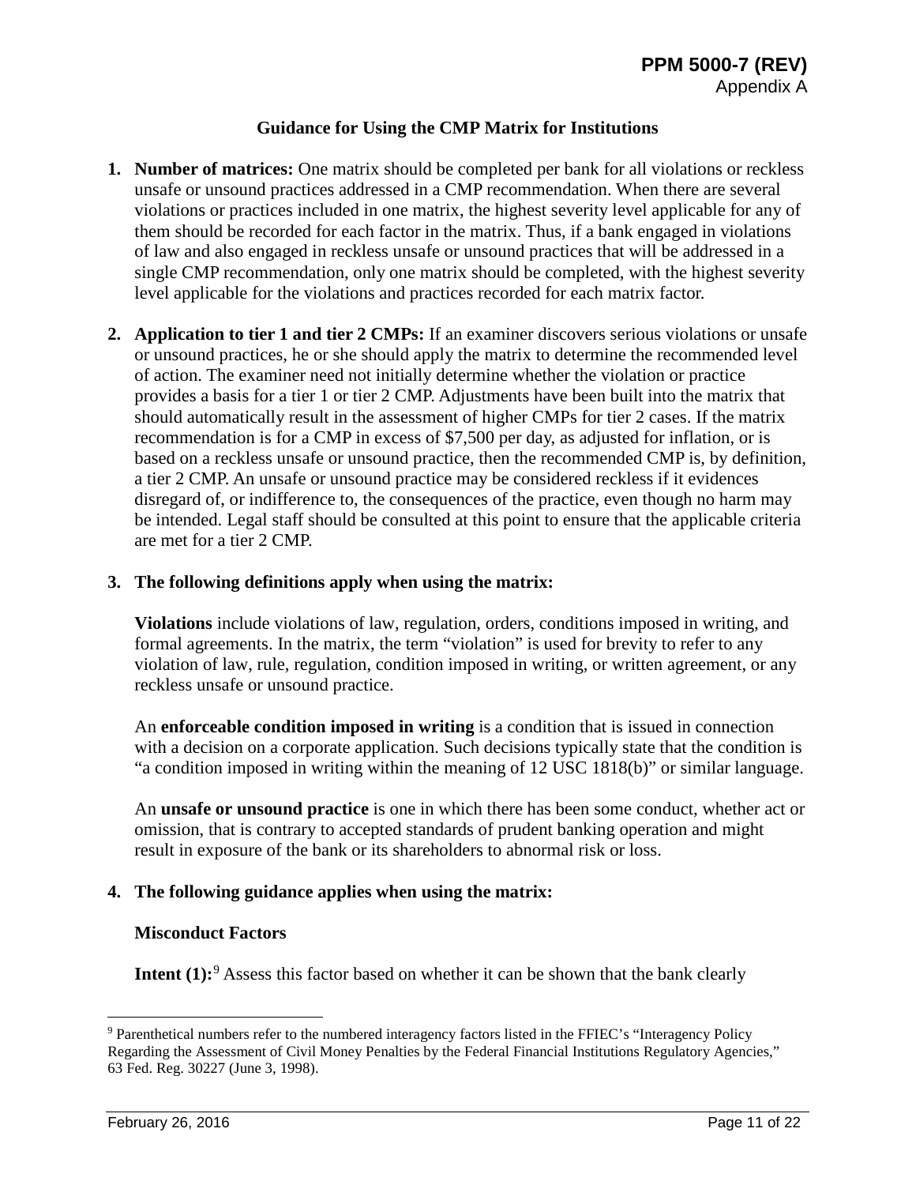### Guidance for Using the CMP Matrix for Institutions

1. **Number of matrices:** One matrix should be completed per bank for all violations or reckless unsafe or unsound practices addressed in a CMP recommendation. When there are several violations or practices included in one matrix, the highest severity level applicable for any of them should be recorded for each factor in the matrix. Thus, if a bank engaged in violations of law and also engaged in reckless unsafe or unsound practices that will be addressed in a single CMP recommendation, only one matrix should be completed, with the highest severity level applicable for the violations and practices recorded for each matrix factor.

2. **Application to tier 1 and tier 2 CMPs:** If an examiner discovers serious violations or unsafe or unsound practices, he or she should apply the matrix to determine the recommended level of action. The examiner need not initially determine whether the violation or practice provides a basis for a tier 1 or tier 2 CMP. Adjustments have been built into the matrix that should automatically result in the assessment of higher CMPs for tier 2 cases. If the matrix recommendation is for a CMP in excess of $7,500 per day, as adjusted for inflation, or is based on a reckless unsafe or unsound practice, then the recommended CMP is, by definition, a tier 2 CMP. An unsafe or unsound practice may be considered reckless if it evidences disregard of, or indifference to, the consequences of the practice, even though no harm may be intended. Legal staff should be consulted at this point to ensure that the applicable criteria are met for a tier 2 CMP.

3. **The following definitions apply when using the matrix:**

   **Violations** include violations of law, regulation, orders, conditions imposed in writing, and formal agreements. In the matrix, the term "violation" is used for brevity to refer to any violation of law, rule, regulation, condition imposed in writing, or written agreement, or any reckless unsafe or unsound practice.

   An **enforceable condition imposed in writing** is a condition that is issued in connection with a decision on a corporate application. Such decisions typically state that the condition is "a condition imposed in writing within the meaning of 12 USC 1818(b)" or similar language.

   An **unsafe or unsound practice** is one in which there has been some conduct, whether act or omission, that is contrary to accepted standards of prudent banking operation and might result in exposure of the bank or its shareholders to abnormal risk or loss.

4. **The following guidance applies when using the matrix:**

   **Misconduct Factors**

   **Intent (1):**[9] Assess this factor based on whether it can be shown that the bank clearly

---

[9] Parenthetical numbers refer to the numbered interagency factors listed in the FFIEC's "Interagency Policy Regarding the Assessment of Civil Money Penalties by the Federal Financial Institutions Regulatory Agencies," 63 Fed. Reg. 30227 (June 3, 1998).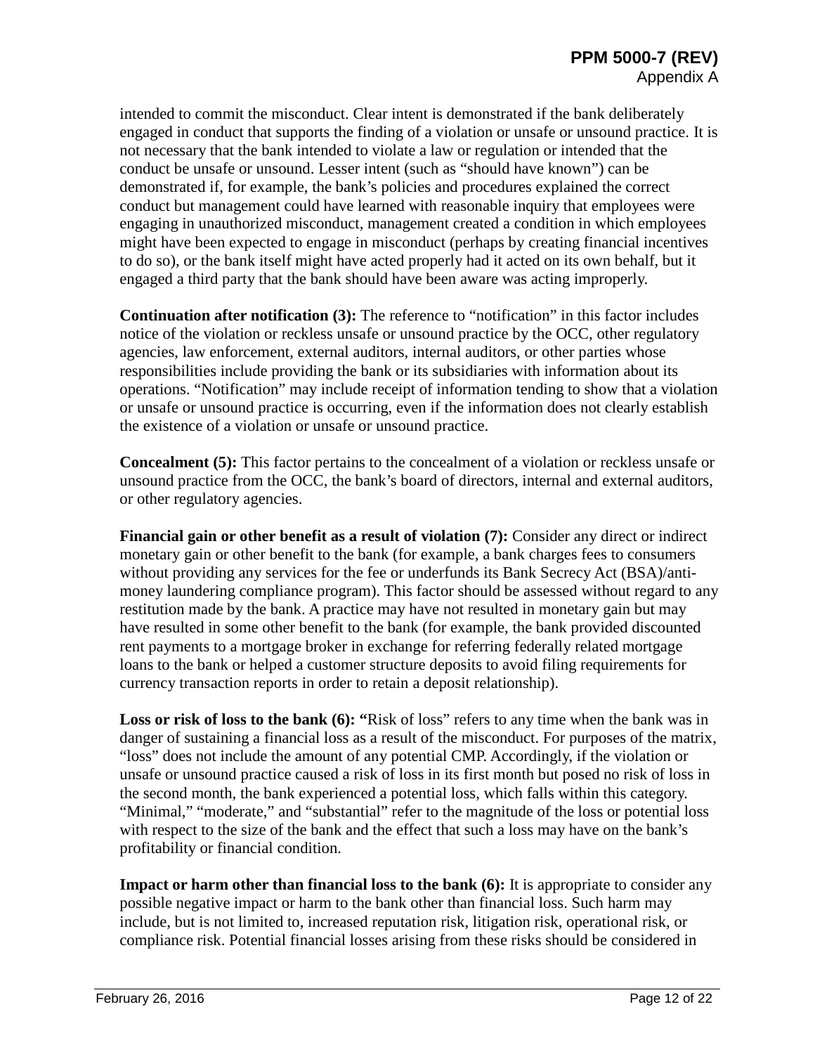intended to commit the misconduct. Clear intent is demonstrated if the bank deliberately engaged in conduct that supports the finding of a violation or unsafe or unsound practice. It is not necessary that the bank intended to violate a law or regulation or intended that the conduct be unsafe or unsound. Lesser intent (such as "should have known") can be demonstrated if, for example, the bank's policies and procedures explained the correct conduct but management could have learned with reasonable inquiry that employees were engaging in unauthorized misconduct, management created a condition in which employees might have been expected to engage in misconduct (perhaps by creating financial incentives to do so), or the bank itself might have acted properly had it acted on its own behalf, but it engaged a third party that the bank should have been aware was acting improperly.

**Continuation after notification (3):** The reference to "notification" in this factor includes notice of the violation or reckless unsafe or unsound practice by the OCC, other regulatory agencies, law enforcement, external auditors, internal auditors, or other parties whose responsibilities include providing the bank or its subsidiaries with information about its operations. "Notification" may include receipt of information tending to show that a violation or unsafe or unsound practice is occurring, even if the information does not clearly establish the existence of a violation or unsafe or unsound practice.

**Concealment (5):** This factor pertains to the concealment of a violation or reckless unsafe or unsound practice from the OCC, the bank's board of directors, internal and external auditors, or other regulatory agencies.

**Financial gain or other benefit as a result of violation (7):** Consider any direct or indirect monetary gain or other benefit to the bank (for example, a bank charges fees to consumers without providing any services for the fee or underfunds its Bank Secrecy Act (BSA)/anti-money laundering compliance program). This factor should be assessed without regard to any restitution made by the bank. A practice may have not resulted in monetary gain but may have resulted in some other benefit to the bank (for example, the bank provided discounted rent payments to a mortgage broker in exchange for referring federally related mortgage loans to the bank or helped a customer structure deposits to avoid filing requirements for currency transaction reports in order to retain a deposit relationship).

**Loss or risk of loss to the bank (6): "**Risk of loss" refers to any time when the bank was in danger of sustaining a financial loss as a result of the misconduct. For purposes of the matrix, "loss" does not include the amount of any potential CMP. Accordingly, if the violation or unsafe or unsound practice caused a risk of loss in its first month but posed no risk of loss in the second month, the bank experienced a potential loss, which falls within this category. "Minimal," "moderate," and "substantial" refer to the magnitude of the loss or potential loss with respect to the size of the bank and the effect that such a loss may have on the bank's profitability or financial condition.

**Impact or harm other than financial loss to the bank (6):** It is appropriate to consider any possible negative impact or harm to the bank other than financial loss. Such harm may include, but is not limited to, increased reputation risk, litigation risk, operational risk, or compliance risk. Potential financial losses arising from these risks should be considered in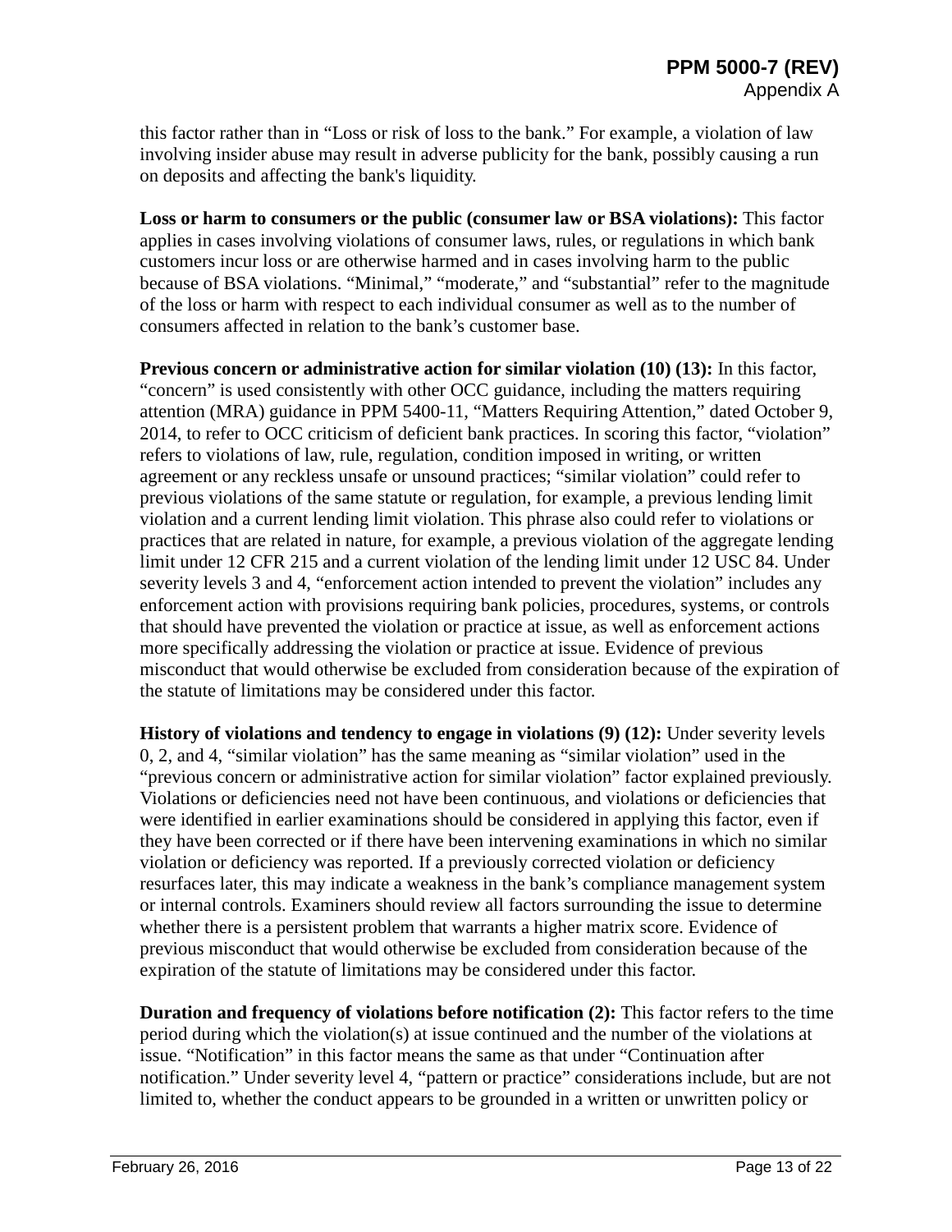this factor rather than in "Loss or risk of loss to the bank." For example, a violation of law involving insider abuse may result in adverse publicity for the bank, possibly causing a run on deposits and affecting the bank's liquidity.

**Loss or harm to consumers or the public (consumer law or BSA violations):** This factor applies in cases involving violations of consumer laws, rules, or regulations in which bank customers incur loss or are otherwise harmed and in cases involving harm to the public because of BSA violations. "Minimal," "moderate," and "substantial" refer to the magnitude of the loss or harm with respect to each individual consumer as well as to the number of consumers affected in relation to the bank's customer base.

**Previous concern or administrative action for similar violation (10) (13):** In this factor, "concern" is used consistently with other OCC guidance, including the matters requiring attention (MRA) guidance in PPM 5400-11, "Matters Requiring Attention," dated October 9, 2014, to refer to OCC criticism of deficient bank practices. In scoring this factor, "violation" refers to violations of law, rule, regulation, condition imposed in writing, or written agreement or any reckless unsafe or unsound practices; "similar violation" could refer to previous violations of the same statute or regulation, for example, a previous lending limit violation and a current lending limit violation. This phrase also could refer to violations or practices that are related in nature, for example, a previous violation of the aggregate lending limit under 12 CFR 215 and a current violation of the lending limit under 12 USC 84. Under severity levels 3 and 4, "enforcement action intended to prevent the violation" includes any enforcement action with provisions requiring bank policies, procedures, systems, or controls that should have prevented the violation or practice at issue, as well as enforcement actions more specifically addressing the violation or practice at issue. Evidence of previous misconduct that would otherwise be excluded from consideration because of the expiration of the statute of limitations may be considered under this factor.

**History of violations and tendency to engage in violations (9) (12):** Under severity levels 0, 2, and 4, "similar violation" has the same meaning as "similar violation" used in the "previous concern or administrative action for similar violation" factor explained previously. Violations or deficiencies need not have been continuous, and violations or deficiencies that were identified in earlier examinations should be considered in applying this factor, even if they have been corrected or if there have been intervening examinations in which no similar violation or deficiency was reported. If a previously corrected violation or deficiency resurfaces later, this may indicate a weakness in the bank's compliance management system or internal controls. Examiners should review all factors surrounding the issue to determine whether there is a persistent problem that warrants a higher matrix score. Evidence of previous misconduct that would otherwise be excluded from consideration because of the expiration of the statute of limitations may be considered under this factor.

**Duration and frequency of violations before notification (2):** This factor refers to the time period during which the violation(s) at issue continued and the number of the violations at issue. "Notification" in this factor means the same as that under "Continuation after notification." Under severity level 4, "pattern or practice" considerations include, but are not limited to, whether the conduct appears to be grounded in a written or unwritten policy or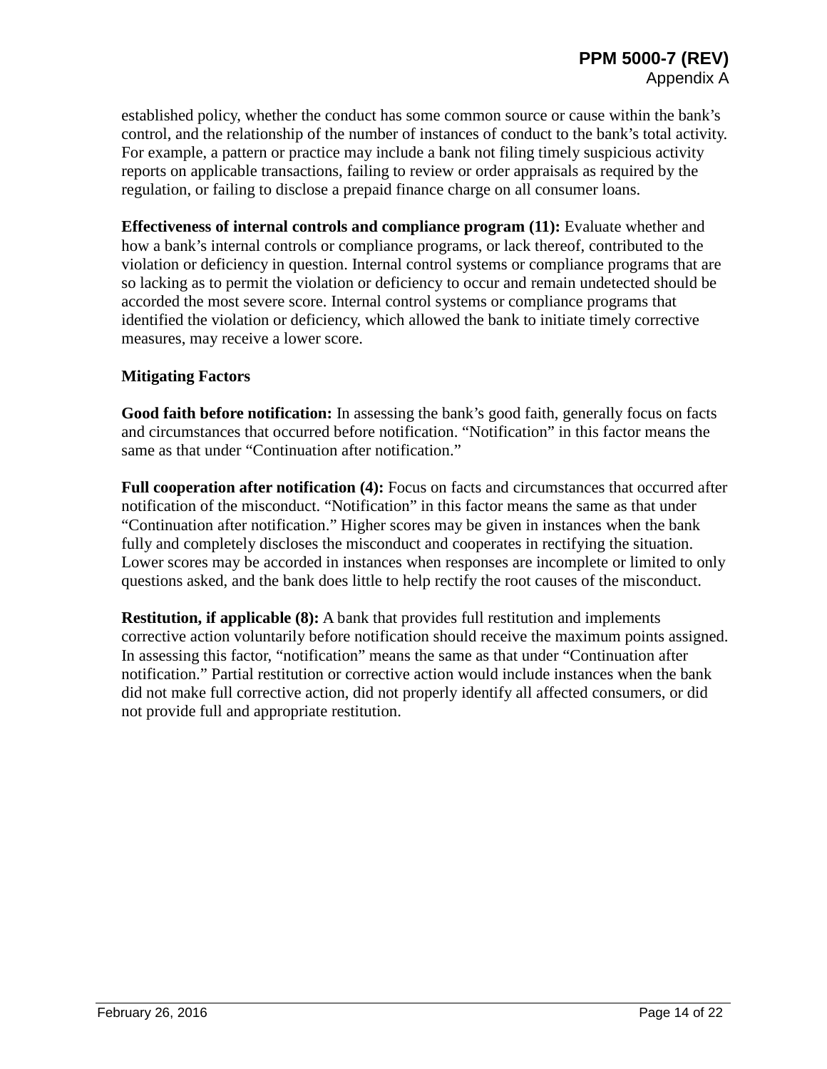established policy, whether the conduct has some common source or cause within the bank's control, and the relationship of the number of instances of conduct to the bank's total activity. For example, a pattern or practice may include a bank not filing timely suspicious activity reports on applicable transactions, failing to review or order appraisals as required by the regulation, or failing to disclose a prepaid finance charge on all consumer loans.

**Effectiveness of internal controls and compliance program (11):** Evaluate whether and how a bank's internal controls or compliance programs, or lack thereof, contributed to the violation or deficiency in question. Internal control systems or compliance programs that are so lacking as to permit the violation or deficiency to occur and remain undetected should be accorded the most severe score. Internal control systems or compliance programs that identified the violation or deficiency, which allowed the bank to initiate timely corrective measures, may receive a lower score.

**Mitigating Factors**

**Good faith before notification:** In assessing the bank's good faith, generally focus on facts and circumstances that occurred before notification. "Notification" in this factor means the same as that under "Continuation after notification."

**Full cooperation after notification (4):** Focus on facts and circumstances that occurred after notification of the misconduct. "Notification" in this factor means the same as that under "Continuation after notification." Higher scores may be given in instances when the bank fully and completely discloses the misconduct and cooperates in rectifying the situation. Lower scores may be accorded in instances when responses are incomplete or limited to only questions asked, and the bank does little to help rectify the root causes of the misconduct.

**Restitution, if applicable (8):** A bank that provides full restitution and implements corrective action voluntarily before notification should receive the maximum points assigned. In assessing this factor, "notification" means the same as that under "Continuation after notification." Partial restitution or corrective action would include instances when the bank did not make full corrective action, did not properly identify all affected consumers, or did not provide full and appropriate restitution.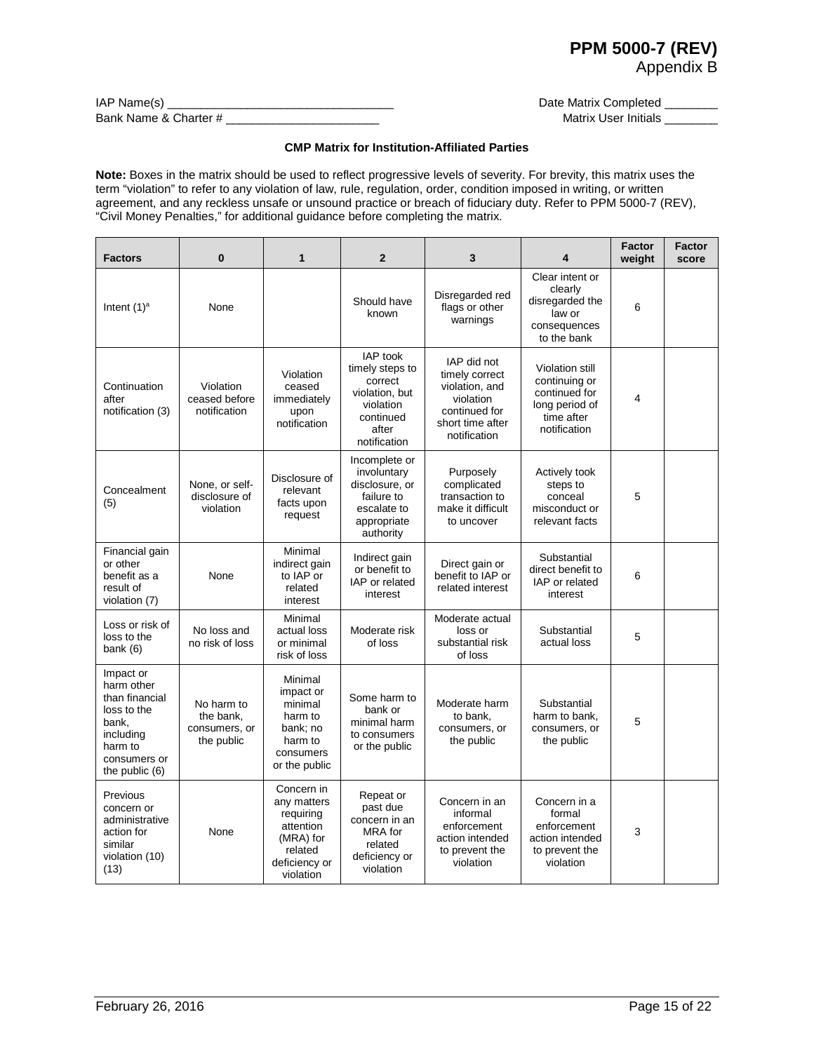IAP Name(s) ___________________________________ Date Matrix Completed ________

Bank Name & Charter # ________________________ Matrix User Initials ________

**CMP Matrix for Institution-Affiliated Parties**

**Note:** Boxes in the matrix should be used to reflect progressive levels of severity. For brevity, this matrix uses the term "violation" to refer to any violation of law, rule, regulation, order, condition imposed in writing, or written agreement, and any reckless unsafe or unsound practice or breach of fiduciary duty. Refer to PPM 5000-7 (REV), "Civil Money Penalties," for additional guidance before completing the matrix.

| Factors | 0 | 1 | 2 | 3 | 4 | Factor weight | Factor score |
|---|---|---|---|---|---|---|---|
| Intent (1)[a] | None | | Should have known | Disregarded red flags or other warnings | Clear intent or clearly disregarded the law or consequences to the bank | 6 | |
| Continuation after notification (3) | Violation ceased before notification | Violation ceased immediately upon notification | IAP took timely steps to correct violation, but violation continued after notification | IAP did not timely correct violation, and violation continued for short time after notification | Violation still continuing or continued for long period of time after notification | 4 | |
| Concealment (5) | None, or self-disclosure of violation | Disclosure of relevant facts upon request | Incomplete or involuntary disclosure, or failure to escalate to appropriate authority | Purposely complicated transaction to make it difficult to uncover | Actively took steps to conceal misconduct or relevant facts | 5 | |
| Financial gain or other benefit as a result of violation (7) | None | Minimal indirect gain to IAP or related interest | Indirect gain or benefit to IAP or related interest | Direct gain or benefit to IAP or related interest | Substantial direct benefit to IAP or related interest | 6 | |
| Loss or risk of loss to the bank (6) | No loss and no risk of loss | Minimal actual loss or minimal risk of loss | Moderate risk of loss | Moderate actual loss or substantial risk of loss | Substantial actual loss | 5 | |
| Impact or harm other than financial loss to the bank, including harm to consumers or the public (6) | No harm to the bank, consumers, or the public | Minimal impact or minimal harm to bank; no harm to consumers or the public | Some harm to bank or minimal harm to consumers or the public | Moderate harm to bank, consumers, or the public | Substantial harm to bank, consumers, or the public | 5 | |
| Previous concern or administrative action for similar violation (10) (13) | None | Concern in any matters requiring attention (MRA) for related deficiency or violation | Repeat or past due concern in an MRA for related deficiency or violation | Concern in an informal enforcement action intended to prevent the violation | Concern in a formal enforcement action intended to prevent the violation | 3 | |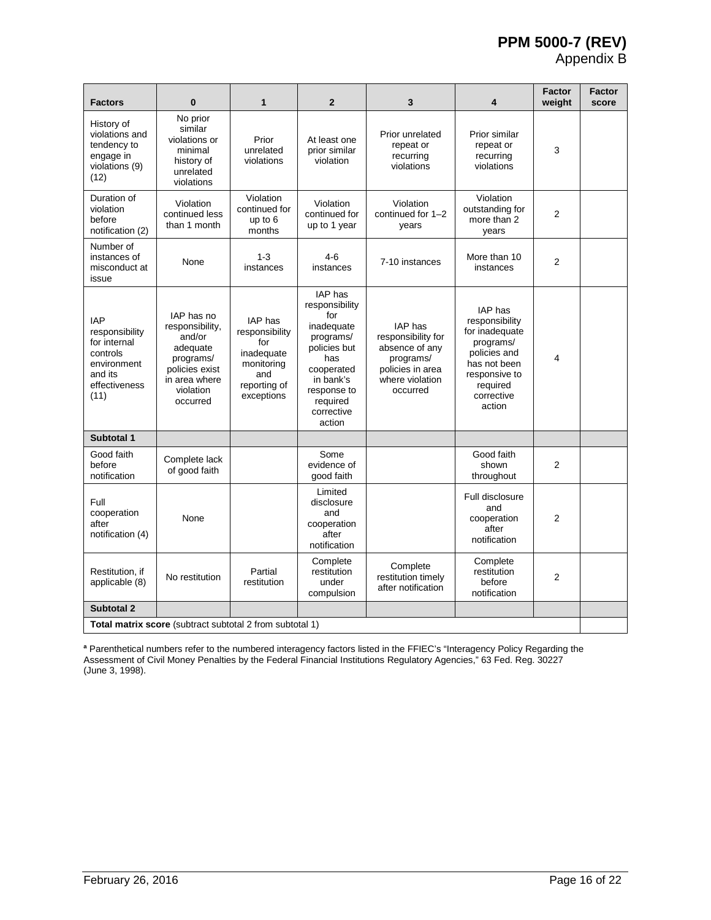# PPM 5000-7 (REV)
## Appendix B

| Factors | 0 | 1 | 2 | 3 | 4 | Factor weight | Factor score |
|---|---|---|---|---|---|---|---|
| History of violations and tendency to engage in violations (9) (12) | No prior similar violations or minimal history of unrelated violations | Prior unrelated violations | At least one prior similar violation | Prior unrelated repeat or recurring violations | Prior similar repeat or recurring violations | 3 | |
| Duration of violation before notification (2) | Violation continued less than 1 month | Violation continued for up to 6 months | Violation continued for up to 1 year | Violation continued for 1–2 years | Violation outstanding for more than 2 years | 2 | |
| Number of instances of misconduct at issue | None | 1-3 instances | 4-6 instances | 7-10 instances | More than 10 instances | 2 | |
| IAP responsibility for internal controls environment and its effectiveness (11) | IAP has no responsibility, and/or adequate programs/ policies exist in area where violation occurred | IAP has responsibility for inadequate monitoring and reporting of exceptions | IAP has responsibility for inadequate programs/ policies but has cooperated in bank's response to required corrective action | IAP has responsibility for absence of any programs/ policies in area where violation occurred | IAP has responsibility for inadequate programs/ policies and has not been responsive to required corrective action | 4 | |
| **Subtotal 1** | | | | | | | |
| Good faith before notification | Complete lack of good faith | | Some evidence of good faith | | Good faith shown throughout | 2 | |
| Full cooperation after notification (4) | None | | Limited disclosure and cooperation after notification | | Full disclosure and cooperation after notification | 2 | |
| Restitution, if applicable (8) | No restitution | Partial restitution | Complete restitution under compulsion | Complete restitution timely after notification | Complete restitution before notification | 2 | |
| **Subtotal 2** | | | | | | | |
| **Total matrix score** (subtract subtotal 2 from subtotal 1) | | | | | | | |

[a] Parenthetical numbers refer to the numbered interagency factors listed in the FFIEC's "Interagency Policy Regarding the Assessment of Civil Money Penalties by the Federal Financial Institutions Regulatory Agencies," 63 Fed. Reg. 30227 (June 3, 1998).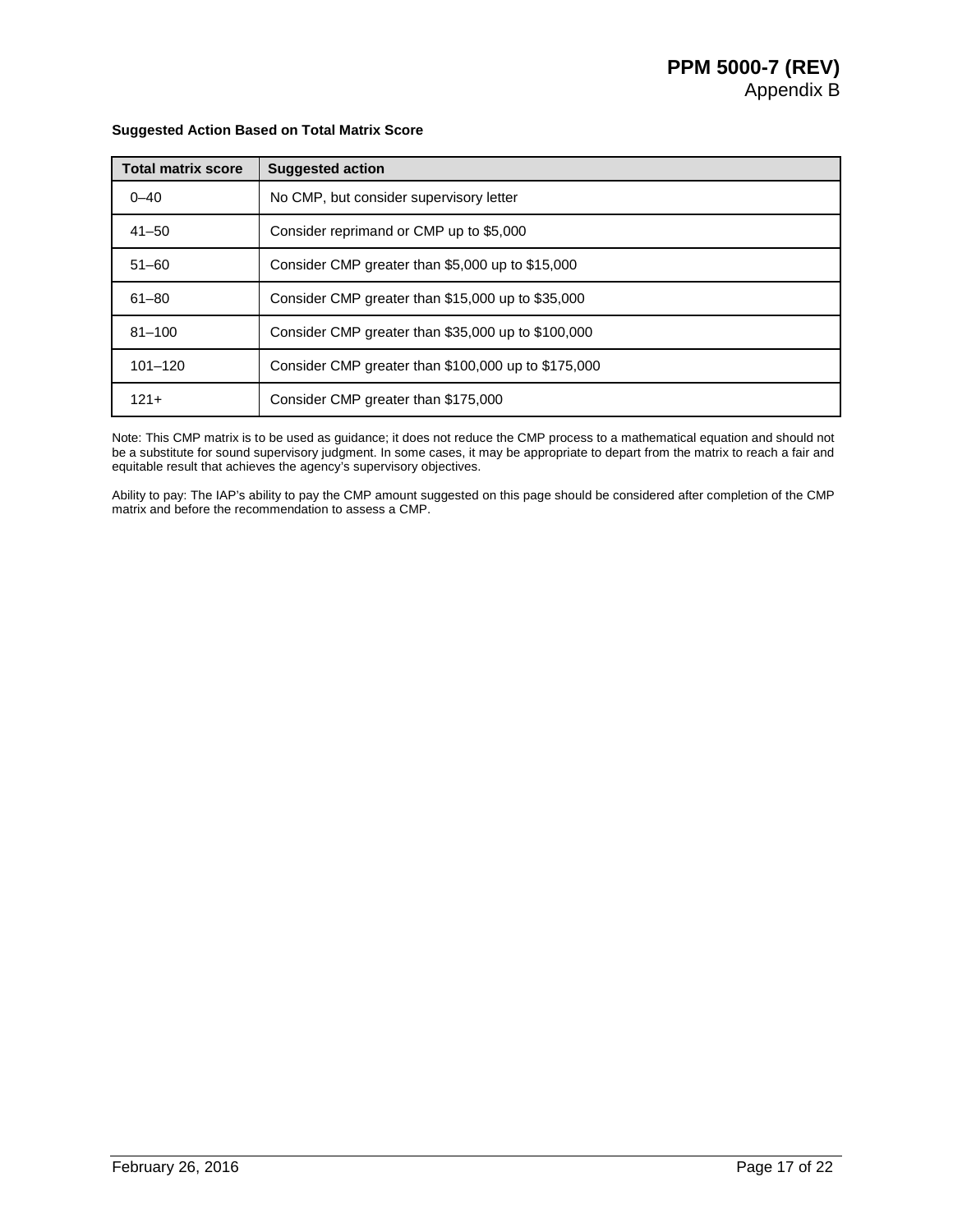**Suggested Action Based on Total Matrix Score**

| Total matrix score | Suggested action |
|---|---|
| 0–40 | No CMP, but consider supervisory letter |
| 41–50 | Consider reprimand or CMP up to $5,000 |
| 51–60 | Consider CMP greater than $5,000 up to $15,000 |
| 61–80 | Consider CMP greater than $15,000 up to $35,000 |
| 81–100 | Consider CMP greater than $35,000 up to $100,000 |
| 101–120 | Consider CMP greater than $100,000 up to $175,000 |
| 121+ | Consider CMP greater than $175,000 |

Note: This CMP matrix is to be used as guidance; it does not reduce the CMP process to a mathematical equation and should not be a substitute for sound supervisory judgment. In some cases, it may be appropriate to depart from the matrix to reach a fair and equitable result that achieves the agency's supervisory objectives.

Ability to pay: The IAP's ability to pay the CMP amount suggested on this page should be considered after completion of the CMP matrix and before the recommendation to assess a CMP.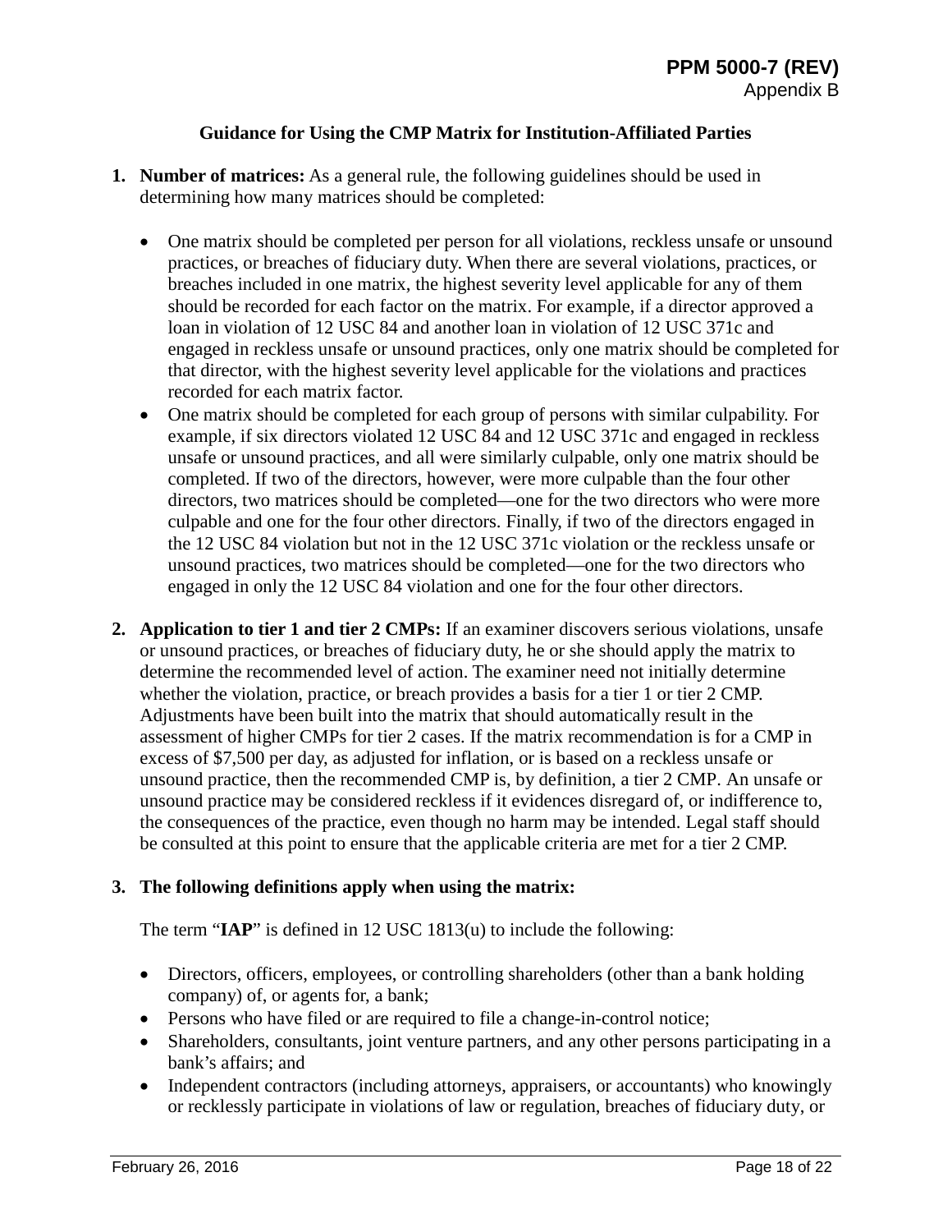### Guidance for Using the CMP Matrix for Institution-Affiliated Parties

1. **Number of matrices:** As a general rule, the following guidelines should be used in determining how many matrices should be completed:

   - One matrix should be completed per person for all violations, reckless unsafe or unsound practices, or breaches of fiduciary duty. When there are several violations, practices, or breaches included in one matrix, the highest severity level applicable for any of them should be recorded for each factor on the matrix. For example, if a director approved a loan in violation of 12 USC 84 and another loan in violation of 12 USC 371c and engaged in reckless unsafe or unsound practices, only one matrix should be completed for that director, with the highest severity level applicable for the violations and practices recorded for each matrix factor.
   - One matrix should be completed for each group of persons with similar culpability. For example, if six directors violated 12 USC 84 and 12 USC 371c and engaged in reckless unsafe or unsound practices, and all were similarly culpable, only one matrix should be completed. If two of the directors, however, were more culpable than the four other directors, two matrices should be completed—one for the two directors who were more culpable and one for the four other directors. Finally, if two of the directors engaged in the 12 USC 84 violation but not in the 12 USC 371c violation or the reckless unsafe or unsound practices, two matrices should be completed—one for the two directors who engaged in only the 12 USC 84 violation and one for the four other directors.

2. **Application to tier 1 and tier 2 CMPs:** If an examiner discovers serious violations, unsafe or unsound practices, or breaches of fiduciary duty, he or she should apply the matrix to determine the recommended level of action. The examiner need not initially determine whether the violation, practice, or breach provides a basis for a tier 1 or tier 2 CMP. Adjustments have been built into the matrix that should automatically result in the assessment of higher CMPs for tier 2 cases. If the matrix recommendation is for a CMP in excess of $7,500 per day, as adjusted for inflation, or is based on a reckless unsafe or unsound practice, then the recommended CMP is, by definition, a tier 2 CMP. An unsafe or unsound practice may be considered reckless if it evidences disregard of, or indifference to, the consequences of the practice, even though no harm may be intended. Legal staff should be consulted at this point to ensure that the applicable criteria are met for a tier 2 CMP.

3. **The following definitions apply when using the matrix:**

   The term "**IAP**" is defined in 12 USC 1813(u) to include the following:

   - Directors, officers, employees, or controlling shareholders (other than a bank holding company) of, or agents for, a bank;
   - Persons who have filed or are required to file a change-in-control notice;
   - Shareholders, consultants, joint venture partners, and any other persons participating in a bank's affairs; and
   - Independent contractors (including attorneys, appraisers, or accountants) who knowingly or recklessly participate in violations of law or regulation, breaches of fiduciary duty, or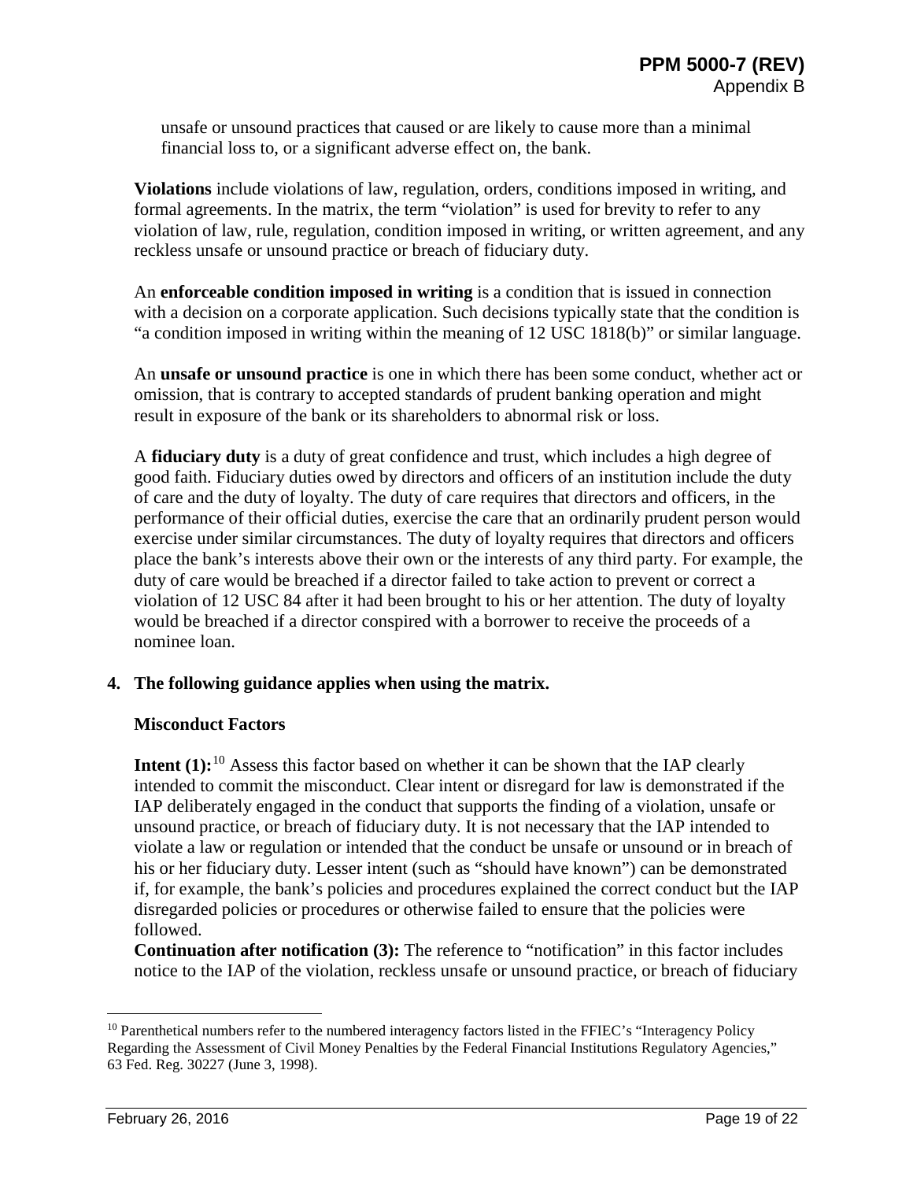unsafe or unsound practices that caused or are likely to cause more than a minimal financial loss to, or a significant adverse effect on, the bank.

**Violations** include violations of law, regulation, orders, conditions imposed in writing, and formal agreements. In the matrix, the term "violation" is used for brevity to refer to any violation of law, rule, regulation, condition imposed in writing, or written agreement, and any reckless unsafe or unsound practice or breach of fiduciary duty.

An **enforceable condition imposed in writing** is a condition that is issued in connection with a decision on a corporate application. Such decisions typically state that the condition is "a condition imposed in writing within the meaning of 12 USC 1818(b)" or similar language.

An **unsafe or unsound practice** is one in which there has been some conduct, whether act or omission, that is contrary to accepted standards of prudent banking operation and might result in exposure of the bank or its shareholders to abnormal risk or loss.

A **fiduciary duty** is a duty of great confidence and trust, which includes a high degree of good faith. Fiduciary duties owed by directors and officers of an institution include the duty of care and the duty of loyalty. The duty of care requires that directors and officers, in the performance of their official duties, exercise the care that an ordinarily prudent person would exercise under similar circumstances. The duty of loyalty requires that directors and officers place the bank's interests above their own or the interests of any third party. For example, the duty of care would be breached if a director failed to take action to prevent or correct a violation of 12 USC 84 after it had been brought to his or her attention. The duty of loyalty would be breached if a director conspired with a borrower to receive the proceeds of a nominee loan.

**4. The following guidance applies when using the matrix.**

**Misconduct Factors**

**Intent (1):**[10] Assess this factor based on whether it can be shown that the IAP clearly intended to commit the misconduct. Clear intent or disregard for law is demonstrated if the IAP deliberately engaged in the conduct that supports the finding of a violation, unsafe or unsound practice, or breach of fiduciary duty. It is not necessary that the IAP intended to violate a law or regulation or intended that the conduct be unsafe or unsound or in breach of his or her fiduciary duty. Lesser intent (such as "should have known") can be demonstrated if, for example, the bank's policies and procedures explained the correct conduct but the IAP disregarded policies or procedures or otherwise failed to ensure that the policies were followed.

**Continuation after notification (3):** The reference to "notification" in this factor includes notice to the IAP of the violation, reckless unsafe or unsound practice, or breach of fiduciary

[10] Parenthetical numbers refer to the numbered interagency factors listed in the FFIEC's "Interagency Policy Regarding the Assessment of Civil Money Penalties by the Federal Financial Institutions Regulatory Agencies," 63 Fed. Reg. 30227 (June 3, 1998).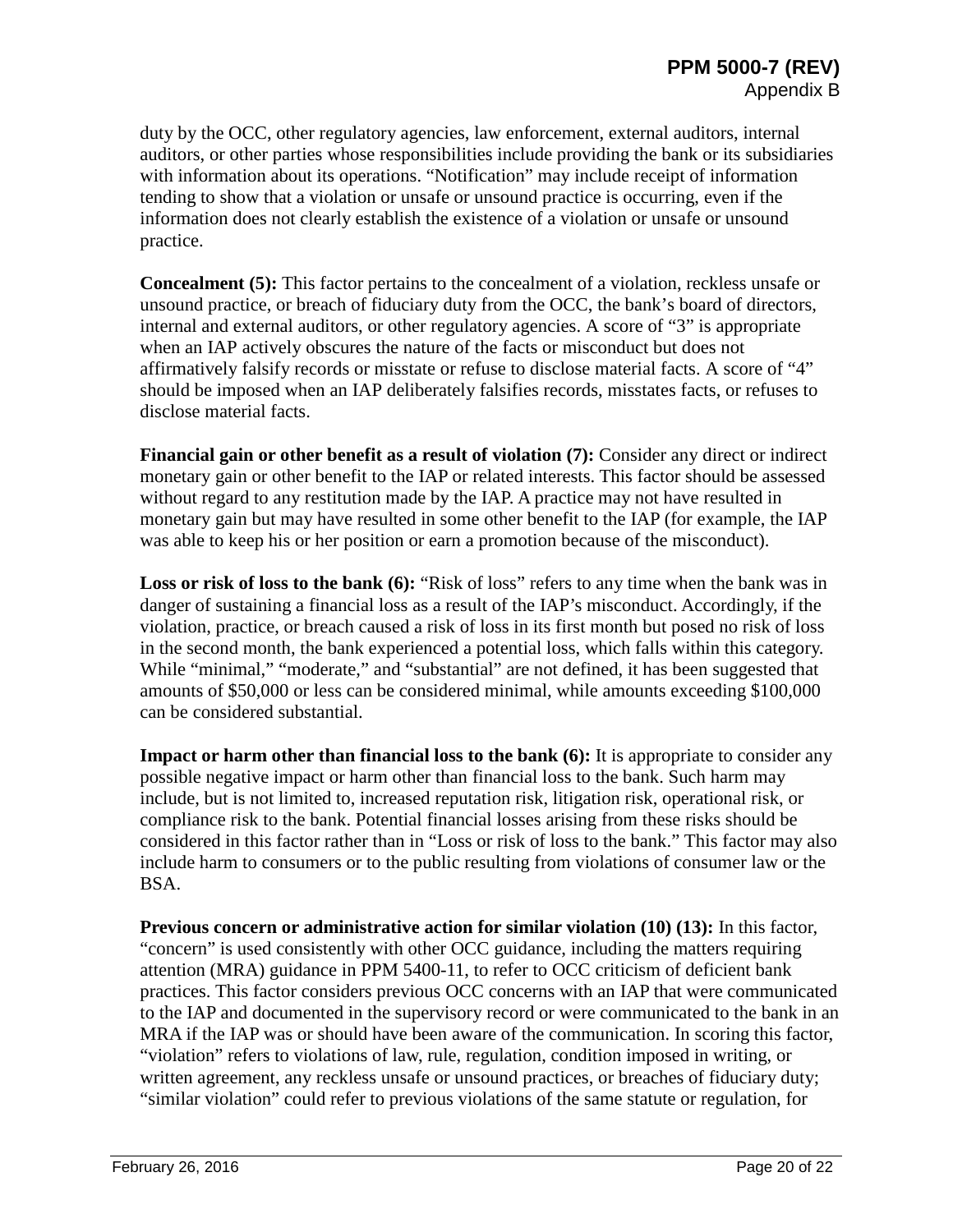duty by the OCC, other regulatory agencies, law enforcement, external auditors, internal auditors, or other parties whose responsibilities include providing the bank or its subsidiaries with information about its operations. "Notification" may include receipt of information tending to show that a violation or unsafe or unsound practice is occurring, even if the information does not clearly establish the existence of a violation or unsafe or unsound practice.

**Concealment (5):** This factor pertains to the concealment of a violation, reckless unsafe or unsound practice, or breach of fiduciary duty from the OCC, the bank's board of directors, internal and external auditors, or other regulatory agencies. A score of "3" is appropriate when an IAP actively obscures the nature of the facts or misconduct but does not affirmatively falsify records or misstate or refuse to disclose material facts. A score of "4" should be imposed when an IAP deliberately falsifies records, misstates facts, or refuses to disclose material facts.

**Financial gain or other benefit as a result of violation (7):** Consider any direct or indirect monetary gain or other benefit to the IAP or related interests. This factor should be assessed without regard to any restitution made by the IAP. A practice may not have resulted in monetary gain but may have resulted in some other benefit to the IAP (for example, the IAP was able to keep his or her position or earn a promotion because of the misconduct).

**Loss or risk of loss to the bank (6):** "Risk of loss" refers to any time when the bank was in danger of sustaining a financial loss as a result of the IAP's misconduct. Accordingly, if the violation, practice, or breach caused a risk of loss in its first month but posed no risk of loss in the second month, the bank experienced a potential loss, which falls within this category. While "minimal," "moderate," and "substantial" are not defined, it has been suggested that amounts of $50,000 or less can be considered minimal, while amounts exceeding $100,000 can be considered substantial.

**Impact or harm other than financial loss to the bank (6):** It is appropriate to consider any possible negative impact or harm other than financial loss to the bank. Such harm may include, but is not limited to, increased reputation risk, litigation risk, operational risk, or compliance risk to the bank. Potential financial losses arising from these risks should be considered in this factor rather than in "Loss or risk of loss to the bank." This factor may also include harm to consumers or to the public resulting from violations of consumer law or the BSA.

**Previous concern or administrative action for similar violation (10) (13):** In this factor, "concern" is used consistently with other OCC guidance, including the matters requiring attention (MRA) guidance in PPM 5400-11, to refer to OCC criticism of deficient bank practices. This factor considers previous OCC concerns with an IAP that were communicated to the IAP and documented in the supervisory record or were communicated to the bank in an MRA if the IAP was or should have been aware of the communication. In scoring this factor, "violation" refers to violations of law, rule, regulation, condition imposed in writing, or written agreement, any reckless unsafe or unsound practices, or breaches of fiduciary duty; "similar violation" could refer to previous violations of the same statute or regulation, for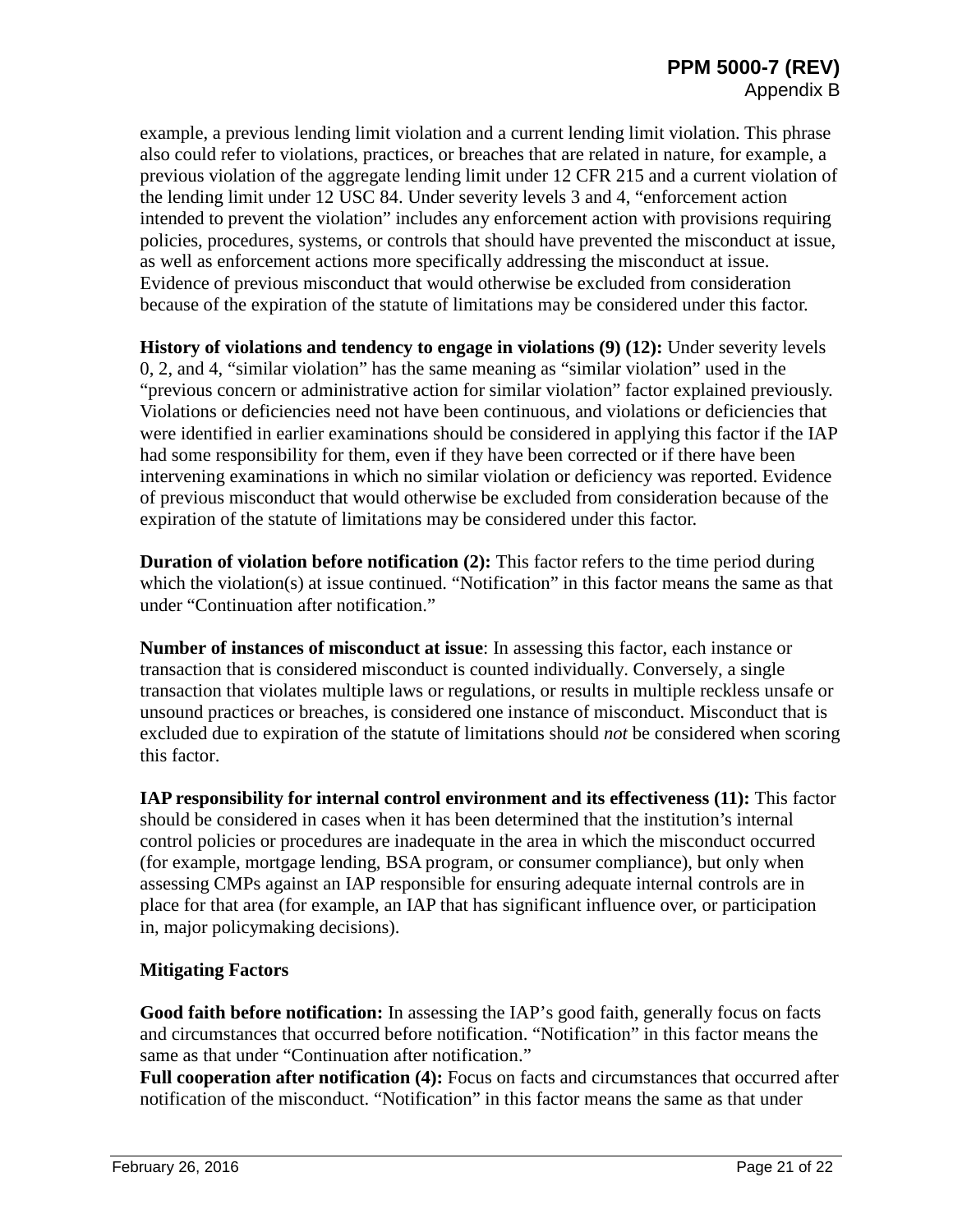example, a previous lending limit violation and a current lending limit violation. This phrase also could refer to violations, practices, or breaches that are related in nature, for example, a previous violation of the aggregate lending limit under 12 CFR 215 and a current violation of the lending limit under 12 USC 84. Under severity levels 3 and 4, "enforcement action intended to prevent the violation" includes any enforcement action with provisions requiring policies, procedures, systems, or controls that should have prevented the misconduct at issue, as well as enforcement actions more specifically addressing the misconduct at issue. Evidence of previous misconduct that would otherwise be excluded from consideration because of the expiration of the statute of limitations may be considered under this factor.

**History of violations and tendency to engage in violations (9) (12):** Under severity levels 0, 2, and 4, "similar violation" has the same meaning as "similar violation" used in the "previous concern or administrative action for similar violation" factor explained previously. Violations or deficiencies need not have been continuous, and violations or deficiencies that were identified in earlier examinations should be considered in applying this factor if the IAP had some responsibility for them, even if they have been corrected or if there have been intervening examinations in which no similar violation or deficiency was reported. Evidence of previous misconduct that would otherwise be excluded from consideration because of the expiration of the statute of limitations may be considered under this factor.

**Duration of violation before notification (2):** This factor refers to the time period during which the violation(s) at issue continued. "Notification" in this factor means the same as that under "Continuation after notification."

**Number of instances of misconduct at issue**: In assessing this factor, each instance or transaction that is considered misconduct is counted individually. Conversely, a single transaction that violates multiple laws or regulations, or results in multiple reckless unsafe or unsound practices or breaches, is considered one instance of misconduct. Misconduct that is excluded due to expiration of the statute of limitations should *not* be considered when scoring this factor.

**IAP responsibility for internal control environment and its effectiveness (11):** This factor should be considered in cases when it has been determined that the institution's internal control policies or procedures are inadequate in the area in which the misconduct occurred (for example, mortgage lending, BSA program, or consumer compliance), but only when assessing CMPs against an IAP responsible for ensuring adequate internal controls are in place for that area (for example, an IAP that has significant influence over, or participation in, major policymaking decisions).

**Mitigating Factors**

**Good faith before notification:** In assessing the IAP's good faith, generally focus on facts and circumstances that occurred before notification. "Notification" in this factor means the same as that under "Continuation after notification."

**Full cooperation after notification (4):** Focus on facts and circumstances that occurred after notification of the misconduct. "Notification" in this factor means the same as that under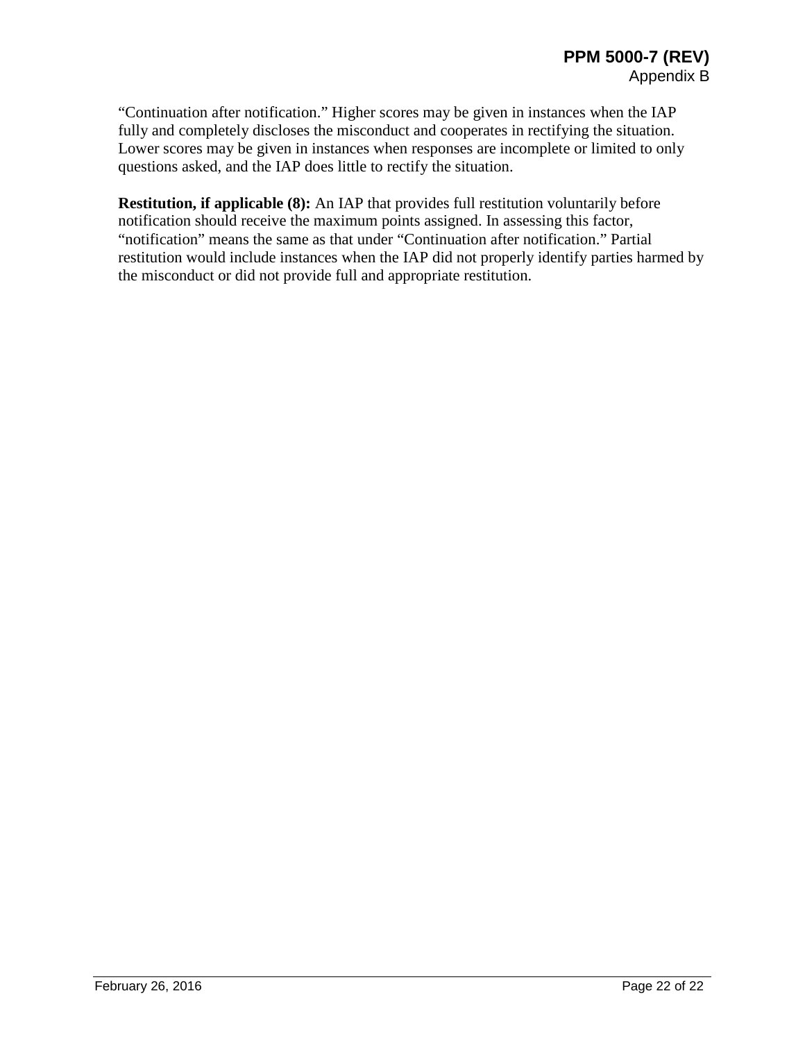"Continuation after notification." Higher scores may be given in instances when the IAP fully and completely discloses the misconduct and cooperates in rectifying the situation. Lower scores may be given in instances when responses are incomplete or limited to only questions asked, and the IAP does little to rectify the situation.

**Restitution, if applicable (8):** An IAP that provides full restitution voluntarily before notification should receive the maximum points assigned. In assessing this factor, "notification" means the same as that under "Continuation after notification." Partial restitution would include instances when the IAP did not properly identify parties harmed by the misconduct or did not provide full and appropriate restitution.